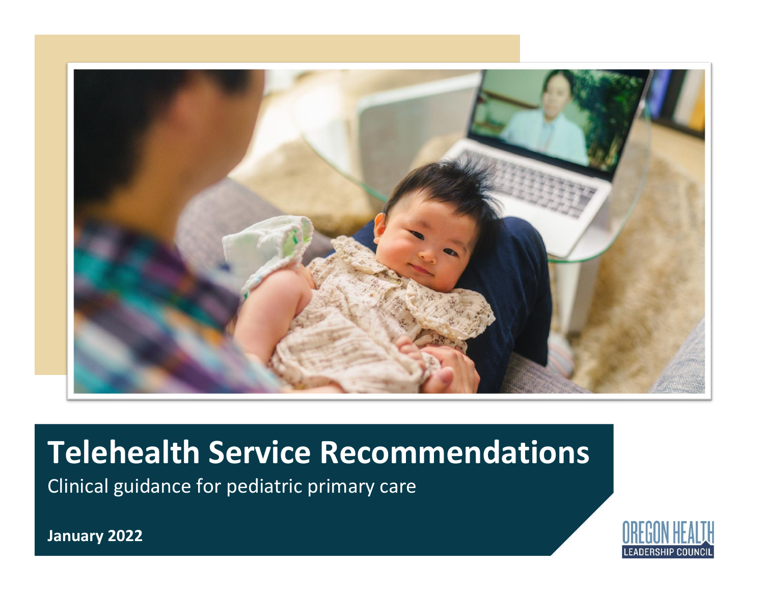# Telehealth Service Recommendations

Clinical guidance for pediatric primary care

**January 2022**

OREGON HEALTH LEADERSHIP COUNCIL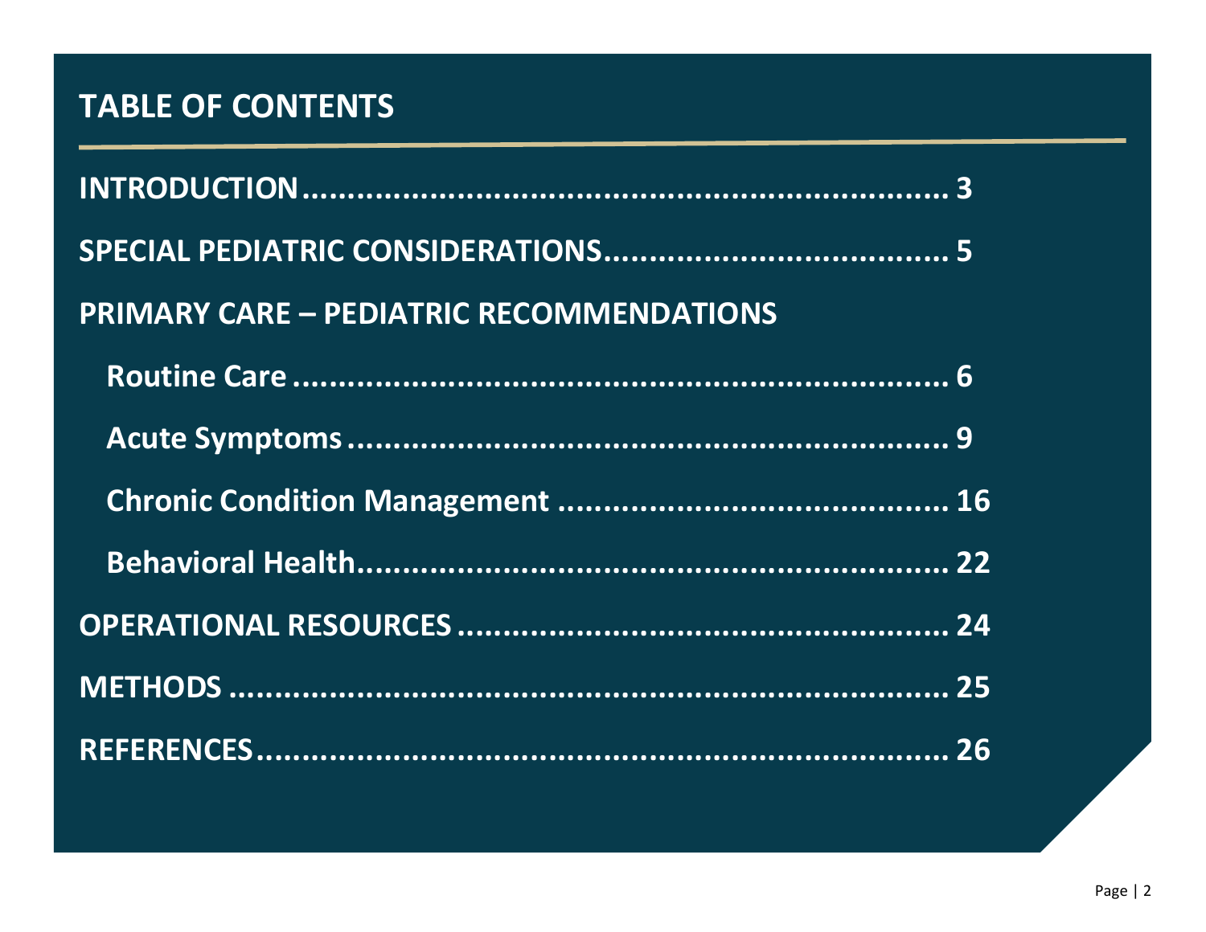## TABLE OF CONTENTS

**INTRODUCTION**.......................................................................... 3

**SPECIAL PEDIATRIC CONSIDERATIONS**...................................... 5

**PRIMARY CARE – PEDIATRIC RECOMMENDATIONS**

- **Routine Care** ......................................................................... 6
- **Acute Symptoms** ................................................................... 9
- **Chronic Condition Management** ........................................... 16
- **Behavioral Health**................................................................. 22

**OPERATIONAL RESOURCES** ...................................................... 24

**METHODS** .................................................................................. 25

**REFERENCES**.............................................................................. 26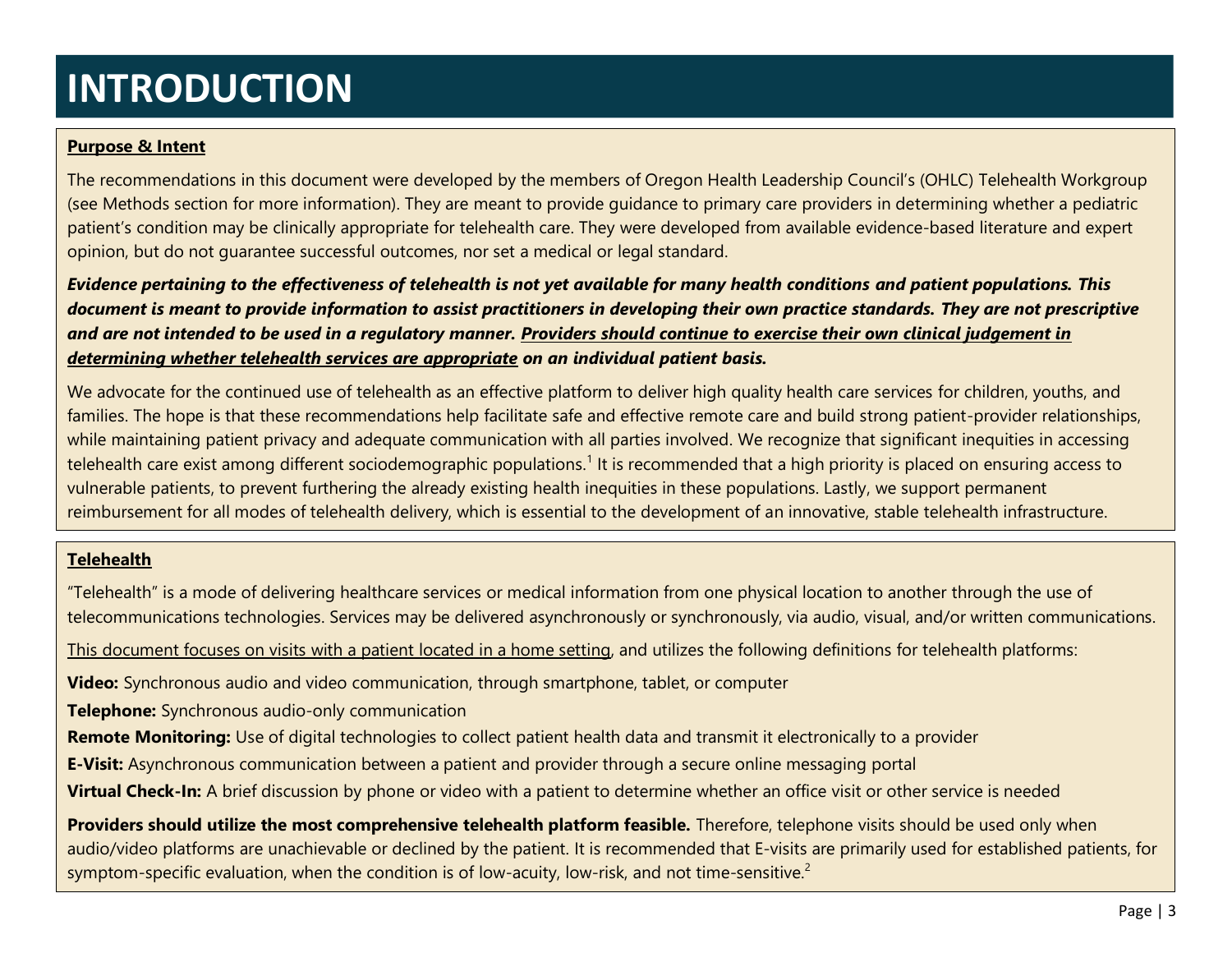# INTRODUCTION

**Purpose & Intent**

The recommendations in this document were developed by the members of Oregon Health Leadership Council's (OHLC) Telehealth Workgroup (see Methods section for more information). They are meant to provide guidance to primary care providers in determining whether a pediatric patient's condition may be clinically appropriate for telehealth care. They were developed from available evidence-based literature and expert opinion, but do not guarantee successful outcomes, nor set a medical or legal standard.

***Evidence pertaining to the effectiveness of telehealth is not yet available for many health conditions and patient populations. This document is meant to provide information to assist practitioners in developing their own practice standards. They are not prescriptive and are not intended to be used in a regulatory manner. <u>Providers should continue to exercise their own clinical judgement in determining whether telehealth services are appropriate</u> on an individual patient basis.***

We advocate for the continued use of telehealth as an effective platform to deliver high quality health care services for children, youths, and families. The hope is that these recommendations help facilitate safe and effective remote care and build strong patient-provider relationships, while maintaining patient privacy and adequate communication with all parties involved. We recognize that significant inequities in accessing telehealth care exist among different sociodemographic populations.[1] It is recommended that a high priority is placed on ensuring access to vulnerable patients, to prevent furthering the already existing health inequities in these populations. Lastly, we support permanent reimbursement for all modes of telehealth delivery, which is essential to the development of an innovative, stable telehealth infrastructure.

**Telehealth**

"Telehealth" is a mode of delivering healthcare services or medical information from one physical location to another through the use of telecommunications technologies. Services may be delivered asynchronously or synchronously, via audio, visual, and/or written communications.

<u>This document focuses on visits with a patient located in a home setting</u>, and utilizes the following definitions for telehealth platforms:

**Video:** Synchronous audio and video communication, through smartphone, tablet, or computer

**Telephone:** Synchronous audio-only communication

**Remote Monitoring:** Use of digital technologies to collect patient health data and transmit it electronically to a provider

**E-Visit:** Asynchronous communication between a patient and provider through a secure online messaging portal

**Virtual Check-In:** A brief discussion by phone or video with a patient to determine whether an office visit or other service is needed

**Providers should utilize the most comprehensive telehealth platform feasible.** Therefore, telephone visits should be used only when audio/video platforms are unachievable or declined by the patient. It is recommended that E-visits are primarily used for established patients, for symptom-specific evaluation, when the condition is of low-acuity, low-risk, and not time-sensitive.[2]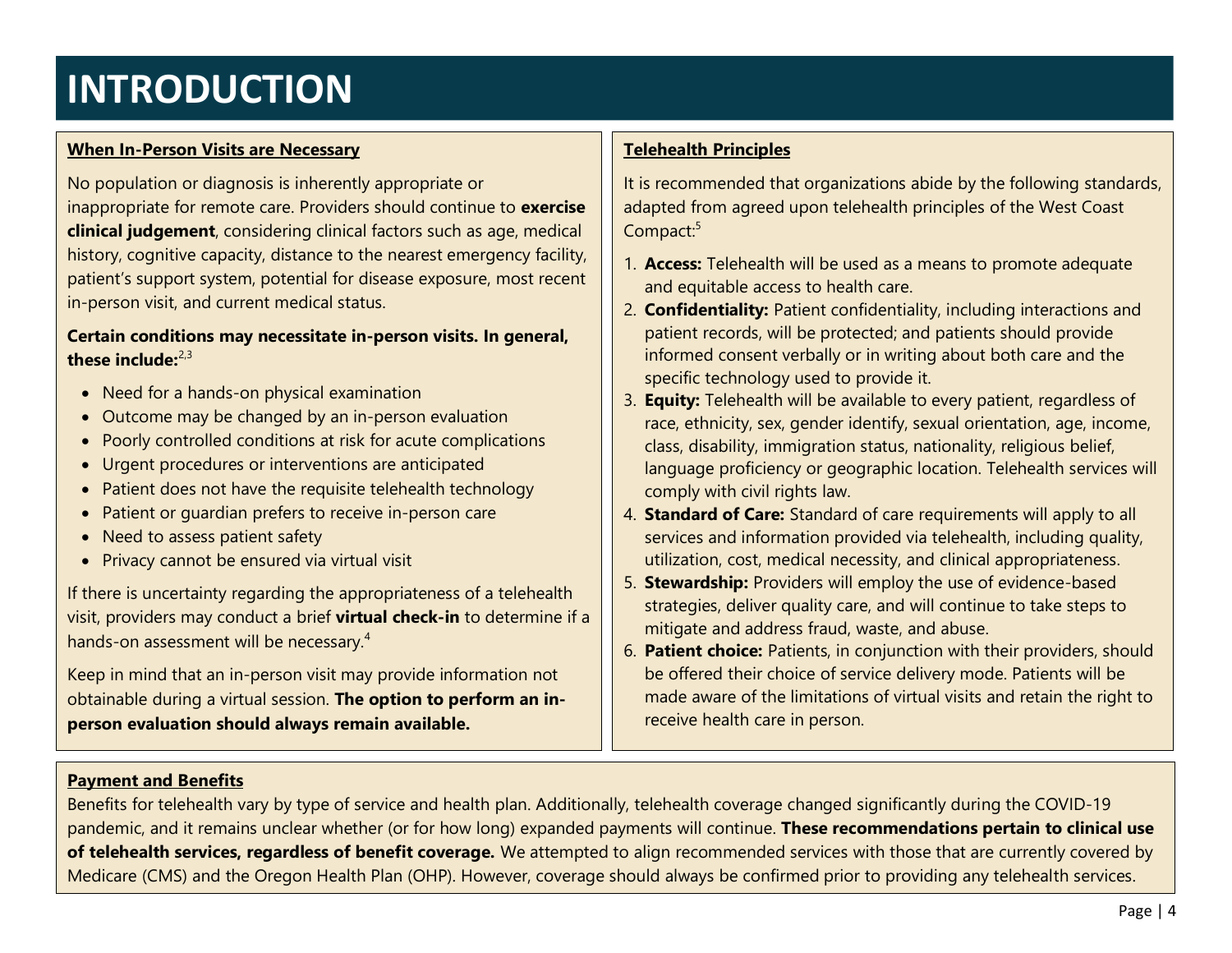# INTRODUCTION

**When In-Person Visits are Necessary**

No population or diagnosis is inherently appropriate or inappropriate for remote care. Providers should continue to **exercise clinical judgement**, considering clinical factors such as age, medical history, cognitive capacity, distance to the nearest emergency facility, patient's support system, potential for disease exposure, most recent in-person visit, and current medical status.

**Certain conditions may necessitate in-person visits. In general, these include:**[2,3]

- Need for a hands-on physical examination
- Outcome may be changed by an in-person evaluation
- Poorly controlled conditions at risk for acute complications
- Urgent procedures or interventions are anticipated
- Patient does not have the requisite telehealth technology
- Patient or guardian prefers to receive in-person care
- Need to assess patient safety
- Privacy cannot be ensured via virtual visit

If there is uncertainty regarding the appropriateness of a telehealth visit, providers may conduct a brief **virtual check-in** to determine if a hands-on assessment will be necessary.[4]

Keep in mind that an in-person visit may provide information not obtainable during a virtual session. **The option to perform an in-person evaluation should always remain available.**

**Telehealth Principles**

It is recommended that organizations abide by the following standards, adapted from agreed upon telehealth principles of the West Coast Compact:[5]

1. **Access:** Telehealth will be used as a means to promote adequate and equitable access to health care.
2. **Confidentiality:** Patient confidentiality, including interactions and patient records, will be protected; and patients should provide informed consent verbally or in writing about both care and the specific technology used to provide it.
3. **Equity:** Telehealth will be available to every patient, regardless of race, ethnicity, sex, gender identify, sexual orientation, age, income, class, disability, immigration status, nationality, religious belief, language proficiency or geographic location. Telehealth services will comply with civil rights law.
4. **Standard of Care:** Standard of care requirements will apply to all services and information provided via telehealth, including quality, utilization, cost, medical necessity, and clinical appropriateness.
5. **Stewardship:** Providers will employ the use of evidence-based strategies, deliver quality care, and will continue to take steps to mitigate and address fraud, waste, and abuse.
6. **Patient choice:** Patients, in conjunction with their providers, should be offered their choice of service delivery mode. Patients will be made aware of the limitations of virtual visits and retain the right to receive health care in person.

**Payment and Benefits**

Benefits for telehealth vary by type of service and health plan. Additionally, telehealth coverage changed significantly during the COVID-19 pandemic, and it remains unclear whether (or for how long) expanded payments will continue. **These recommendations pertain to clinical use of telehealth services, regardless of benefit coverage.** We attempted to align recommended services with those that are currently covered by Medicare (CMS) and the Oregon Health Plan (OHP). However, coverage should always be confirmed prior to providing any telehealth services.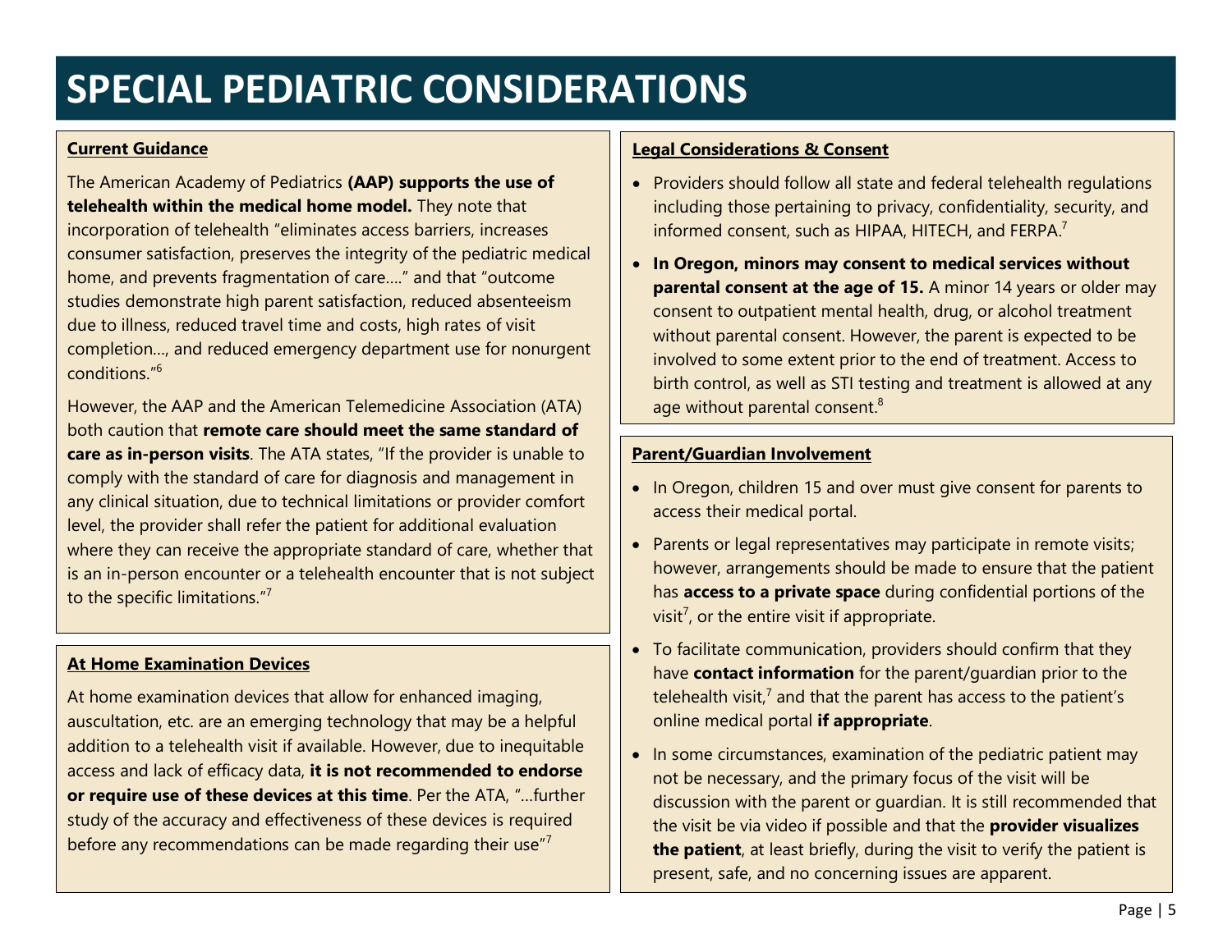# SPECIAL PEDIATRIC CONSIDERATIONS

## Current Guidance

The American Academy of Pediatrics **(AAP) supports the use of telehealth within the medical home model.** They note that incorporation of telehealth "eliminates access barriers, increases consumer satisfaction, preserves the integrity of the pediatric medical home, and prevents fragmentation of care…." and that "outcome studies demonstrate high parent satisfaction, reduced absenteeism due to illness, reduced travel time and costs, high rates of visit completion…, and reduced emergency department use for nonurgent conditions."[6]

However, the AAP and the American Telemedicine Association (ATA) both caution that **remote care should meet the same standard of care as in-person visits**. The ATA states, "If the provider is unable to comply with the standard of care for diagnosis and management in any clinical situation, due to technical limitations or provider comfort level, the provider shall refer the patient for additional evaluation where they can receive the appropriate standard of care, whether that is an in-person encounter or a telehealth encounter that is not subject to the specific limitations."[7]

## At Home Examination Devices

At home examination devices that allow for enhanced imaging, auscultation, etc. are an emerging technology that may be a helpful addition to a telehealth visit if available. However, due to inequitable access and lack of efficacy data, **it is not recommended to endorse or require use of these devices at this time**. Per the ATA, "…further study of the accuracy and effectiveness of these devices is required before any recommendations can be made regarding their use"[7]

## Legal Considerations & Consent

- Providers should follow all state and federal telehealth regulations including those pertaining to privacy, confidentiality, security, and informed consent, such as HIPAA, HITECH, and FERPA.[7]
- **In Oregon, minors may consent to medical services without parental consent at the age of 15.** A minor 14 years or older may consent to outpatient mental health, drug, or alcohol treatment without parental consent. However, the parent is expected to be involved to some extent prior to the end of treatment. Access to birth control, as well as STI testing and treatment is allowed at any age without parental consent.[8]

## Parent/Guardian Involvement

- In Oregon, children 15 and over must give consent for parents to access their medical portal.
- Parents or legal representatives may participate in remote visits; however, arrangements should be made to ensure that the patient has **access to a private space** during confidential portions of the visit[7], or the entire visit if appropriate.
- To facilitate communication, providers should confirm that they have **contact information** for the parent/guardian prior to the telehealth visit,[7] and that the parent has access to the patient's online medical portal **if appropriate**.
- In some circumstances, examination of the pediatric patient may not be necessary, and the primary focus of the visit will be discussion with the parent or guardian. It is still recommended that the visit be via video if possible and that the **provider visualizes the patient**, at least briefly, during the visit to verify the patient is present, safe, and no concerning issues are apparent.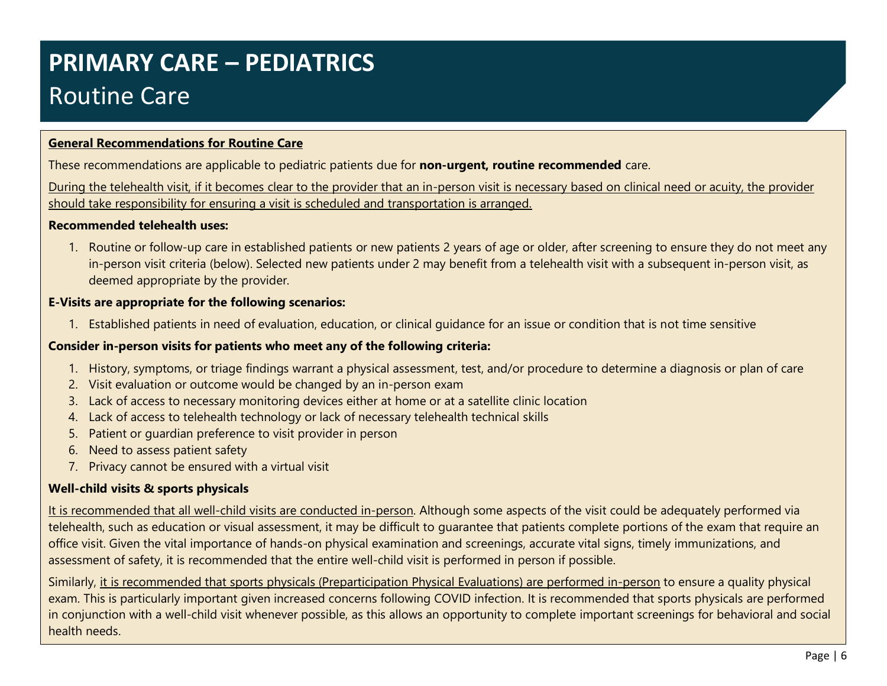# PRIMARY CARE – PEDIATRICS

## Routine Care

**General Recommendations for Routine Care**

These recommendations are applicable to pediatric patients due for **non-urgent, routine recommended** care.

During the telehealth visit, if it becomes clear to the provider that an in-person visit is necessary based on clinical need or acuity, the provider should take responsibility for ensuring a visit is scheduled and transportation is arranged.

**Recommended telehealth uses:**

1. Routine or follow-up care in established patients or new patients 2 years of age or older, after screening to ensure they do not meet any in-person visit criteria (below). Selected new patients under 2 may benefit from a telehealth visit with a subsequent in-person visit, as deemed appropriate by the provider.

**E-Visits are appropriate for the following scenarios:**

1. Established patients in need of evaluation, education, or clinical guidance for an issue or condition that is not time sensitive

**Consider in-person visits for patients who meet any of the following criteria:**

1. History, symptoms, or triage findings warrant a physical assessment, test, and/or procedure to determine a diagnosis or plan of care
2. Visit evaluation or outcome would be changed by an in-person exam
3. Lack of access to necessary monitoring devices either at home or at a satellite clinic location
4. Lack of access to telehealth technology or lack of necessary telehealth technical skills
5. Patient or guardian preference to visit provider in person
6. Need to assess patient safety
7. Privacy cannot be ensured with a virtual visit

**Well-child visits & sports physicals**

It is recommended that all well-child visits are conducted in-person. Although some aspects of the visit could be adequately performed via telehealth, such as education or visual assessment, it may be difficult to guarantee that patients complete portions of the exam that require an office visit. Given the vital importance of hands-on physical examination and screenings, accurate vital signs, timely immunizations, and assessment of safety, it is recommended that the entire well-child visit is performed in person if possible.

Similarly, it is recommended that sports physicals (Preparticipation Physical Evaluations) are performed in-person to ensure a quality physical exam. This is particularly important given increased concerns following COVID infection. It is recommended that sports physicals are performed in conjunction with a well-child visit whenever possible, as this allows an opportunity to complete important screenings for behavioral and social health needs.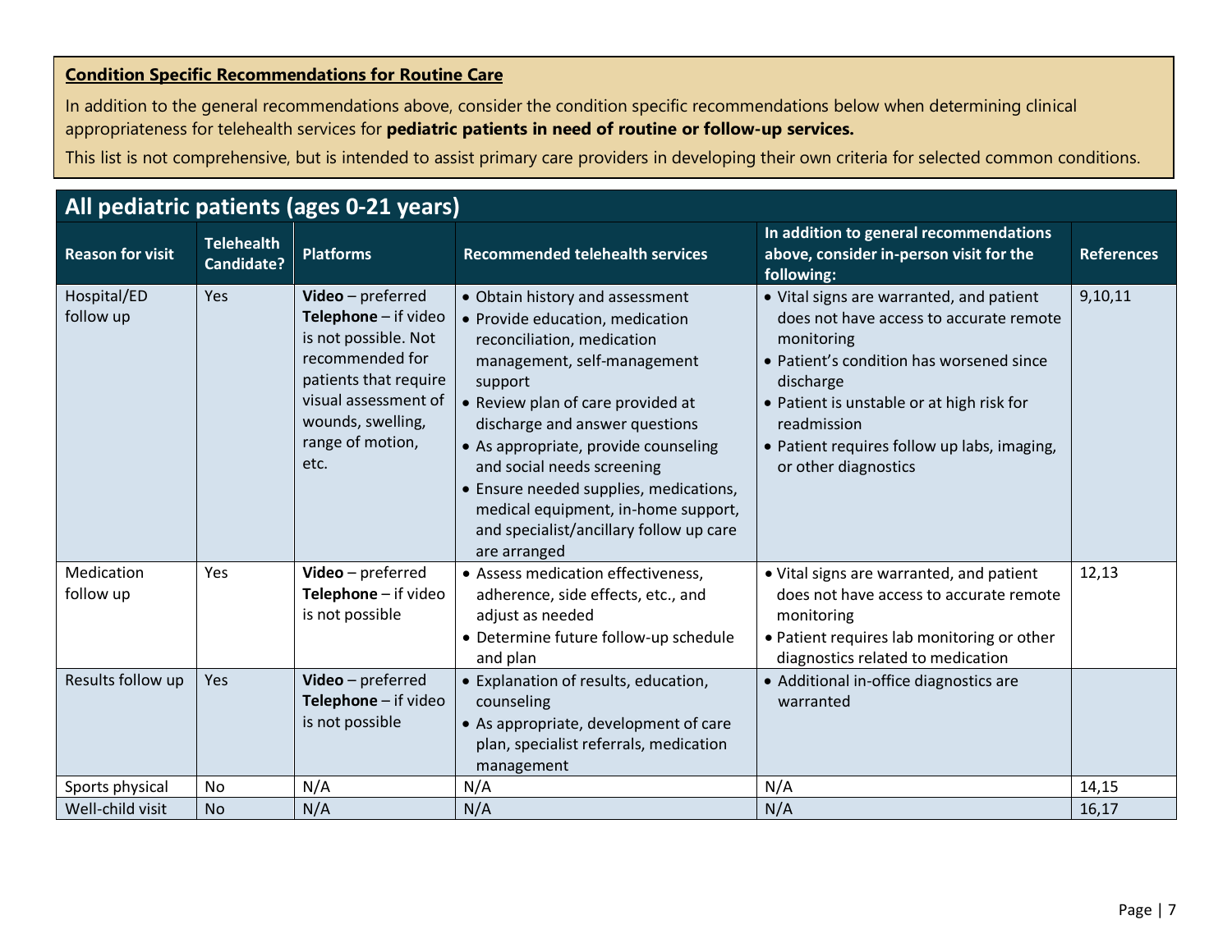**Condition Specific Recommendations for Routine Care**

In addition to the general recommendations above, consider the condition specific recommendations below when determining clinical appropriateness for telehealth services for **pediatric patients in need of routine or follow-up services.**

This list is not comprehensive, but is intended to assist primary care providers in developing their own criteria for selected common conditions.

## All pediatric patients (ages 0-21 years)

| Reason for visit | Telehealth Candidate? | Platforms | Recommended telehealth services | In addition to general recommendations above, consider in-person visit for the following: | References |
|---|---|---|---|---|---|
| Hospital/ED follow up | Yes | **Video** – preferred<br>**Telephone** – if video is not possible. Not recommended for patients that require visual assessment of wounds, swelling, range of motion, etc. | • Obtain history and assessment<br>• Provide education, medication reconciliation, medication management, self-management support<br>• Review plan of care provided at discharge and answer questions<br>• As appropriate, provide counseling and social needs screening<br>• Ensure needed supplies, medications, medical equipment, in-home support, and specialist/ancillary follow up care are arranged | • Vital signs are warranted, and patient does not have access to accurate remote monitoring<br>• Patient's condition has worsened since discharge<br>• Patient is unstable or at high risk for readmission<br>• Patient requires follow up labs, imaging, or other diagnostics | 9,10,11 |
| Medication follow up | Yes | **Video** – preferred<br>**Telephone** – if video is not possible | • Assess medication effectiveness, adherence, side effects, etc., and adjust as needed<br>• Determine future follow-up schedule and plan | • Vital signs are warranted, and patient does not have access to accurate remote monitoring<br>• Patient requires lab monitoring or other diagnostics related to medication | 12,13 |
| Results follow up | Yes | **Video** – preferred<br>**Telephone** – if video is not possible | • Explanation of results, education, counseling<br>• As appropriate, development of care plan, specialist referrals, medication management | • Additional in-office diagnostics are warranted | |
| Sports physical | No | N/A | N/A | N/A | 14,15 |
| Well-child visit | No | N/A | N/A | N/A | 16,17 |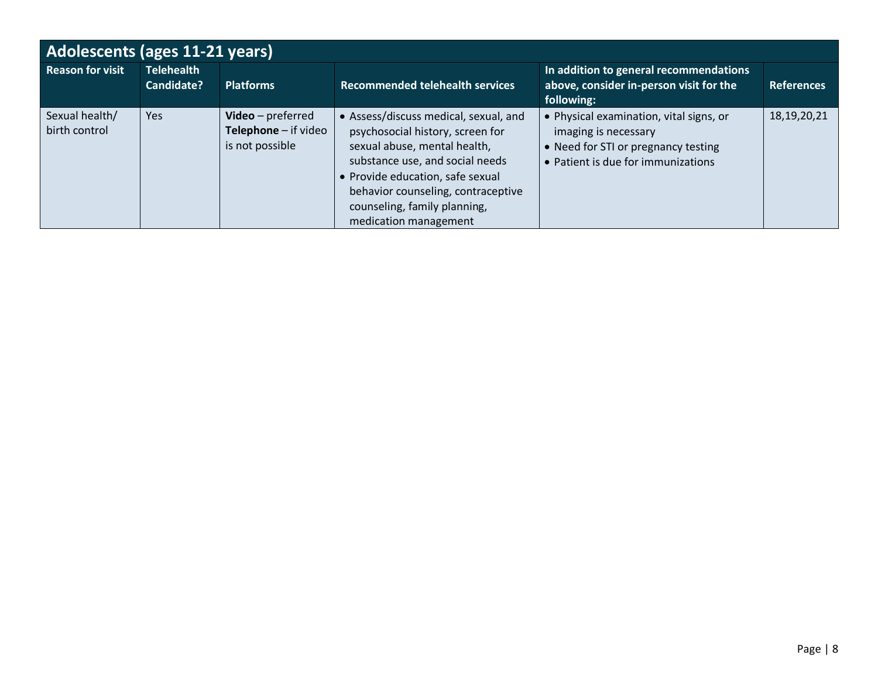## Adolescents (ages 11-21 years)

| Reason for visit | Telehealth Candidate? | Platforms | Recommended telehealth services | In addition to general recommendations above, consider in-person visit for the following: | References |
| --- | --- | --- | --- | --- | --- |
| Sexual health/ birth control | Yes | **Video** – preferred<br>**Telephone** – if video is not possible | • Assess/discuss medical, sexual, and psychosocial history, screen for sexual abuse, mental health, substance use, and social needs<br>• Provide education, safe sexual behavior counseling, contraceptive counseling, family planning, medication management | • Physical examination, vital signs, or imaging is necessary<br>• Need for STI or pregnancy testing<br>• Patient is due for immunizations | 18,19,20,21 |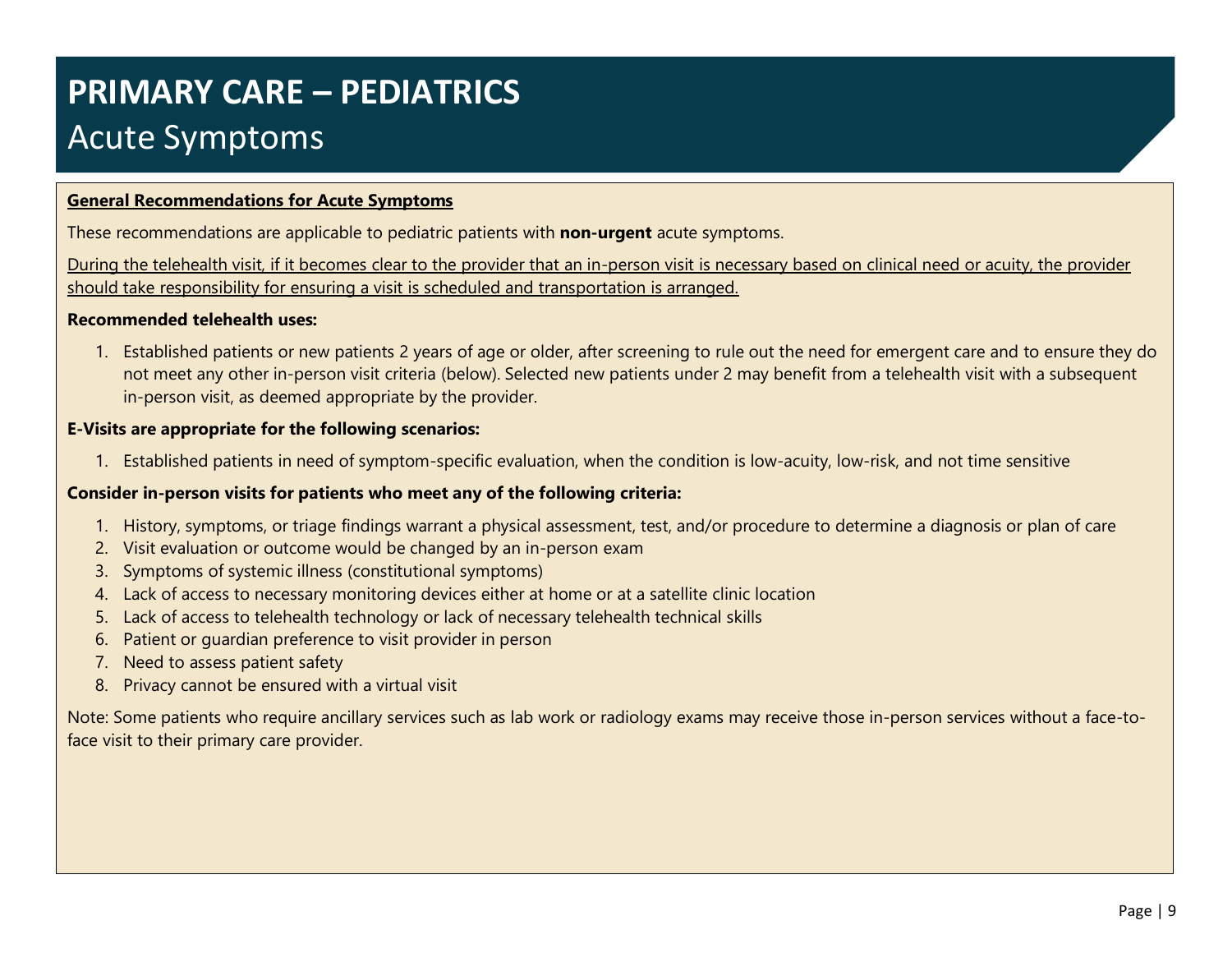# PRIMARY CARE – PEDIATRICS

## Acute Symptoms

**General Recommendations for Acute Symptoms**

These recommendations are applicable to pediatric patients with **non-urgent** acute symptoms.

During the telehealth visit, if it becomes clear to the provider that an in-person visit is necessary based on clinical need or acuity, the provider should take responsibility for ensuring a visit is scheduled and transportation is arranged.

**Recommended telehealth uses:**

1. Established patients or new patients 2 years of age or older, after screening to rule out the need for emergent care and to ensure they do not meet any other in-person visit criteria (below). Selected new patients under 2 may benefit from a telehealth visit with a subsequent in-person visit, as deemed appropriate by the provider.

**E-Visits are appropriate for the following scenarios:**

1. Established patients in need of symptom-specific evaluation, when the condition is low-acuity, low-risk, and not time sensitive

**Consider in-person visits for patients who meet any of the following criteria:**

1. History, symptoms, or triage findings warrant a physical assessment, test, and/or procedure to determine a diagnosis or plan of care
2. Visit evaluation or outcome would be changed by an in-person exam
3. Symptoms of systemic illness (constitutional symptoms)
4. Lack of access to necessary monitoring devices either at home or at a satellite clinic location
5. Lack of access to telehealth technology or lack of necessary telehealth technical skills
6. Patient or guardian preference to visit provider in person
7. Need to assess patient safety
8. Privacy cannot be ensured with a virtual visit

Note: Some patients who require ancillary services such as lab work or radiology exams may receive those in-person services without a face-to-face visit to their primary care provider.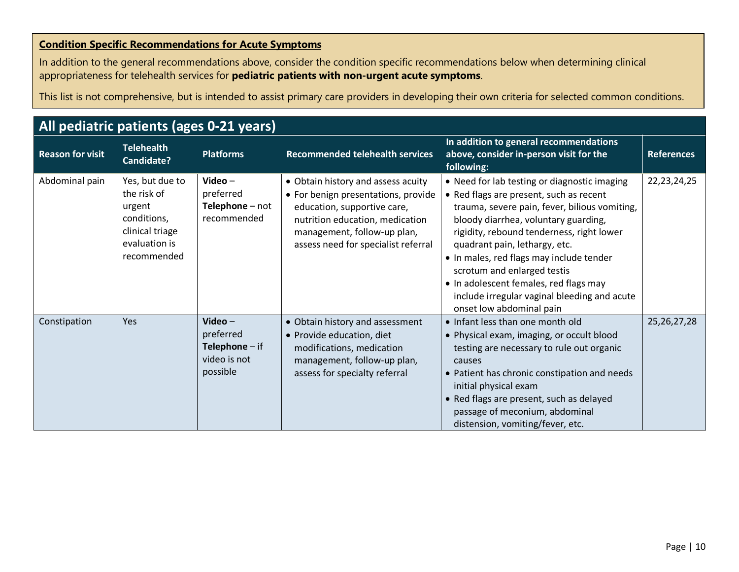**Condition Specific Recommendations for Acute Symptoms**

In addition to the general recommendations above, consider the condition specific recommendations below when determining clinical appropriateness for telehealth services for **pediatric patients with non-urgent acute symptoms**.

This list is not comprehensive, but is intended to assist primary care providers in developing their own criteria for selected common conditions.

## All pediatric patients (ages 0-21 years)

| Reason for visit | Telehealth Candidate? | Platforms | Recommended telehealth services | In addition to general recommendations above, consider in-person visit for the following: | References |
|---|---|---|---|---|---|
| Abdominal pain | Yes, but due to the risk of urgent conditions, clinical triage evaluation is recommended | **Video** – preferred<br>**Telephone** – not recommended | • Obtain history and assess acuity<br>• For benign presentations, provide education, supportive care, nutrition education, medication management, follow-up plan, assess need for specialist referral | • Need for lab testing or diagnostic imaging<br>• Red flags are present, such as recent trauma, severe pain, fever, bilious vomiting, bloody diarrhea, voluntary guarding, rigidity, rebound tenderness, right lower quadrant pain, lethargy, etc.<br>• In males, red flags may include tender scrotum and enlarged testis<br>• In adolescent females, red flags may include irregular vaginal bleeding and acute onset low abdominal pain | 22,23,24,25 |
| Constipation | Yes | **Video** – preferred<br>**Telephone** – if video is not possible | • Obtain history and assessment<br>• Provide education, diet modifications, medication management, follow-up plan, assess for specialty referral | • Infant less than one month old<br>• Physical exam, imaging, or occult blood testing are necessary to rule out organic causes<br>• Patient has chronic constipation and needs initial physical exam<br>• Red flags are present, such as delayed passage of meconium, abdominal distension, vomiting/fever, etc. | 25,26,27,28 |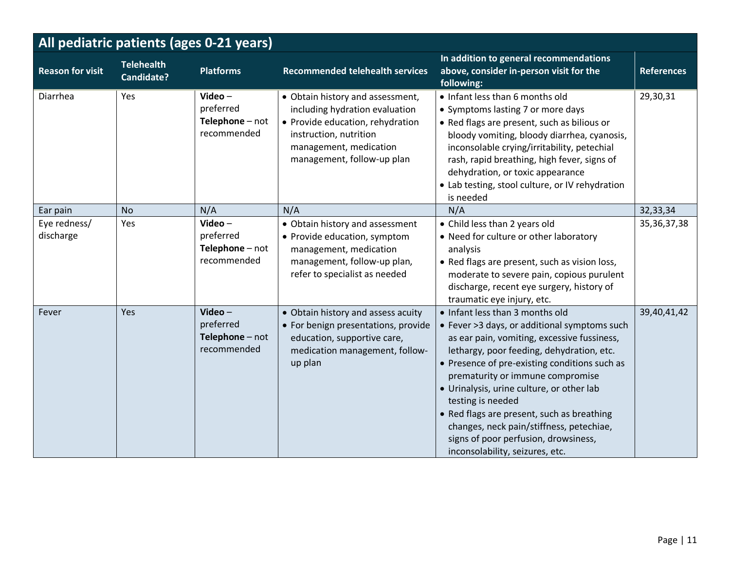| All pediatric patients (ages 0-21 years) | | | | | |
|---|---|---|---|---|---|
| **Reason for visit** | **Telehealth Candidate?** | **Platforms** | **Recommended telehealth services** | **In addition to general recommendations above, consider in-person visit for the following:** | **References** |
| Diarrhea | Yes | **Video** – preferred<br>**Telephone** – not recommended | • Obtain history and assessment, including hydration evaluation<br>• Provide education, rehydration instruction, nutrition management, medication management, follow-up plan | • Infant less than 6 months old<br>• Symptoms lasting 7 or more days<br>• Red flags are present, such as bilious or bloody vomiting, bloody diarrhea, cyanosis, inconsolable crying/irritability, petechial rash, rapid breathing, high fever, signs of dehydration, or toxic appearance<br>• Lab testing, stool culture, or IV rehydration is needed | 29,30,31 |
| Ear pain | No | N/A | N/A | N/A | 32,33,34 |
| Eye redness/ discharge | Yes | **Video** – preferred<br>**Telephone** – not recommended | • Obtain history and assessment<br>• Provide education, symptom management, medication management, follow-up plan, refer to specialist as needed | • Child less than 2 years old<br>• Need for culture or other laboratory analysis<br>• Red flags are present, such as vision loss, moderate to severe pain, copious purulent discharge, recent eye surgery, history of traumatic eye injury, etc. | 35,36,37,38 |
| Fever | Yes | **Video** – preferred<br>**Telephone** – not recommended | • Obtain history and assess acuity<br>• For benign presentations, provide education, supportive care, medication management, follow-up plan | • Infant less than 3 months old<br>• Fever >3 days, or additional symptoms such as ear pain, vomiting, excessive fussiness, lethargy, poor feeding, dehydration, etc.<br>• Presence of pre-existing conditions such as prematurity or immune compromise<br>• Urinalysis, urine culture, or other lab testing is needed<br>• Red flags are present, such as breathing changes, neck pain/stiffness, petechiae, signs of poor perfusion, drowsiness, inconsolability, seizures, etc. | 39,40,41,42 |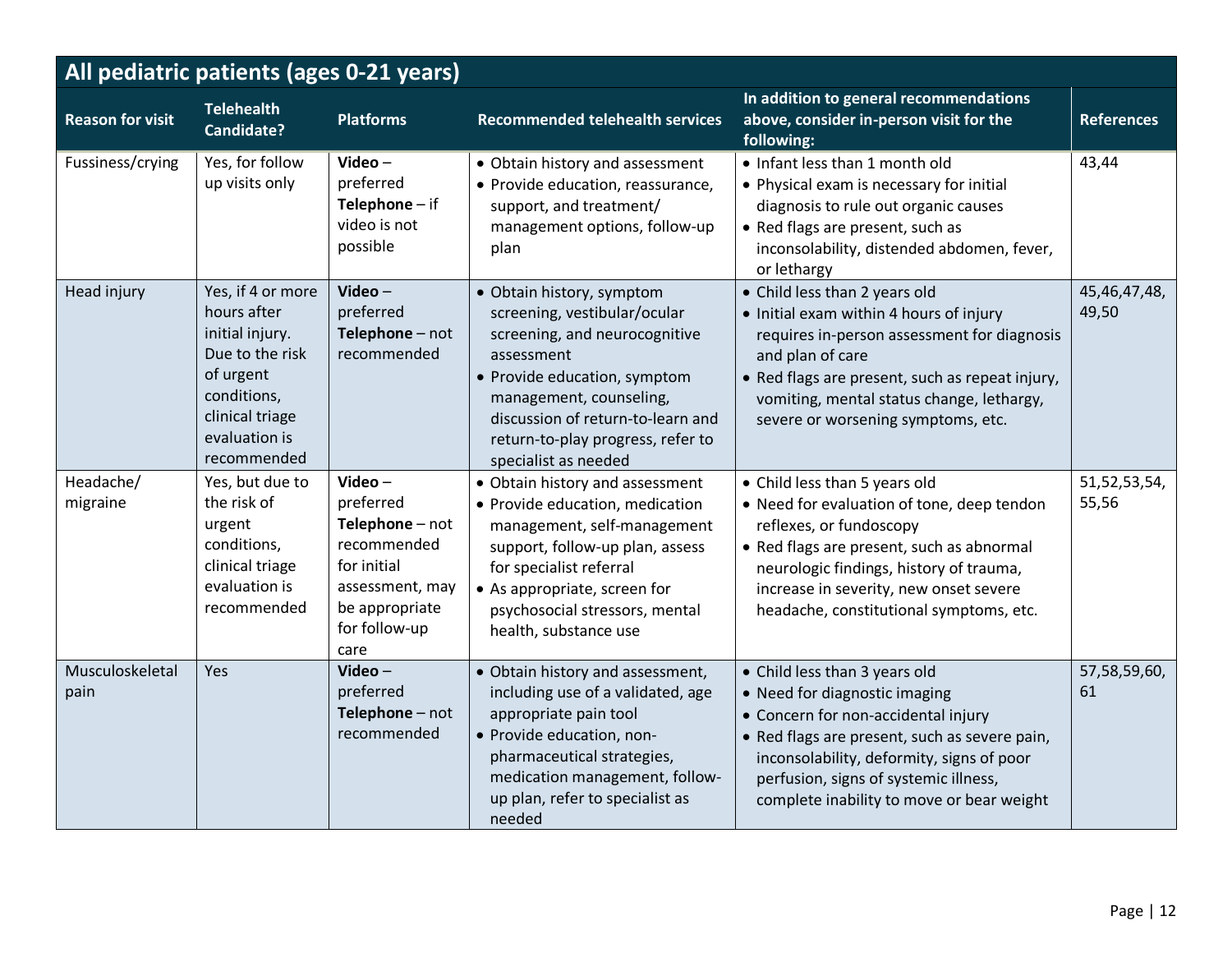| All pediatric patients (ages 0-21 years) | | | | | |
|---|---|---|---|---|---|
| **Reason for visit** | **Telehealth Candidate?** | **Platforms** | **Recommended telehealth services** | **In addition to general recommendations above, consider in-person visit for the following:** | **References** |
| Fussiness/crying | Yes, for follow up visits only | **Video** – preferred<br>**Telephone** – if video is not possible | • Obtain history and assessment<br>• Provide education, reassurance, support, and treatment/ management options, follow-up plan | • Infant less than 1 month old<br>• Physical exam is necessary for initial diagnosis to rule out organic causes<br>• Red flags are present, such as inconsolability, distended abdomen, fever, or lethargy | 43,44 |
| Head injury | Yes, if 4 or more hours after initial injury. Due to the risk of urgent conditions, clinical triage evaluation is recommended | **Video** – preferred<br>**Telephone** – not recommended | • Obtain history, symptom screening, vestibular/ocular screening, and neurocognitive assessment<br>• Provide education, symptom management, counseling, discussion of return-to-learn and return-to-play progress, refer to specialist as needed | • Child less than 2 years old<br>• Initial exam within 4 hours of injury requires in-person assessment for diagnosis and plan of care<br>• Red flags are present, such as repeat injury, vomiting, mental status change, lethargy, severe or worsening symptoms, etc. | 45,46,47,48, 49,50 |
| Headache/ migraine | Yes, but due to the risk of urgent conditions, clinical triage evaluation is recommended | **Video** – preferred<br>**Telephone** – not recommended for initial assessment, may be appropriate for follow-up care | • Obtain history and assessment<br>• Provide education, medication management, self-management support, follow-up plan, assess for specialist referral<br>• As appropriate, screen for psychosocial stressors, mental health, substance use | • Child less than 5 years old<br>• Need for evaluation of tone, deep tendon reflexes, or fundoscopy<br>• Red flags are present, such as abnormal neurologic findings, history of trauma, increase in severity, new onset severe headache, constitutional symptoms, etc. | 51,52,53,54, 55,56 |
| Musculoskeletal pain | Yes | **Video** – preferred<br>**Telephone** – not recommended | • Obtain history and assessment, including use of a validated, age appropriate pain tool<br>• Provide education, non-pharmaceutical strategies, medication management, follow-up plan, refer to specialist as needed | • Child less than 3 years old<br>• Need for diagnostic imaging<br>• Concern for non-accidental injury<br>• Red flags are present, such as severe pain, inconsolability, deformity, signs of poor perfusion, signs of systemic illness, complete inability to move or bear weight | 57,58,59,60, 61 |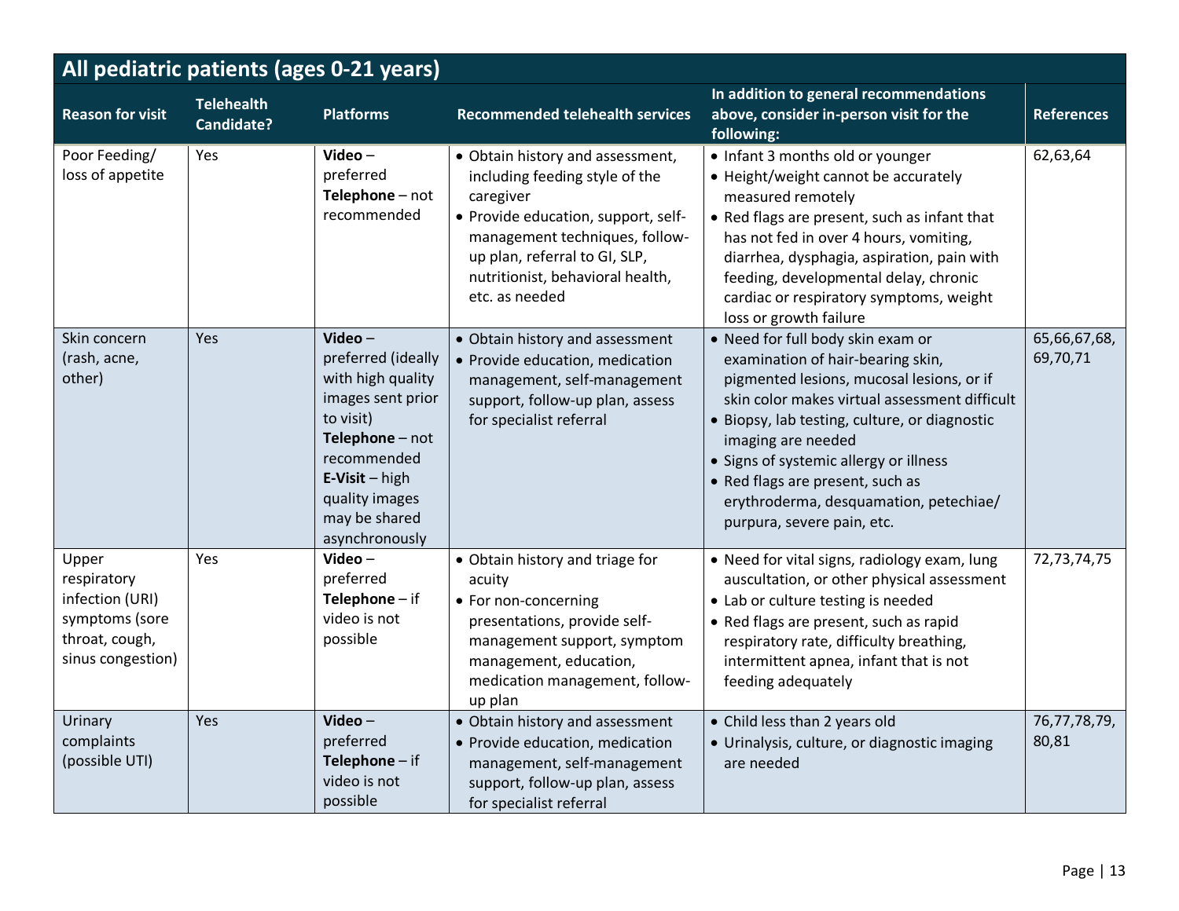## All pediatric patients (ages 0-21 years)

| Reason for visit | Telehealth Candidate? | Platforms | Recommended telehealth services | In addition to general recommendations above, consider in-person visit for the following: | References |
|---|---|---|---|---|---|
| Poor Feeding/ loss of appetite | Yes | **Video** – preferred<br>**Telephone** – not recommended | • Obtain history and assessment, including feeding style of the caregiver<br>• Provide education, support, self-management techniques, follow-up plan, referral to GI, SLP, nutritionist, behavioral health, etc. as needed | • Infant 3 months old or younger<br>• Height/weight cannot be accurately measured remotely<br>• Red flags are present, such as infant that has not fed in over 4 hours, vomiting, diarrhea, dysphagia, aspiration, pain with feeding, developmental delay, chronic cardiac or respiratory symptoms, weight loss or growth failure | 62,63,64 |
| Skin concern (rash, acne, other) | Yes | **Video** – preferred (ideally with high quality images sent prior to visit)<br>**Telephone** – not recommended<br>**E-Visit** – high quality images may be shared asynchronously | • Obtain history and assessment<br>• Provide education, medication management, self-management support, follow-up plan, assess for specialist referral | • Need for full body skin exam or examination of hair-bearing skin, pigmented lesions, mucosal lesions, or if skin color makes virtual assessment difficult<br>• Biopsy, lab testing, culture, or diagnostic imaging are needed<br>• Signs of systemic allergy or illness<br>• Red flags are present, such as erythroderma, desquamation, petechiae/ purpura, severe pain, etc. | 65,66,67,68, 69,70,71 |
| Upper respiratory infection (URI) symptoms (sore throat, cough, sinus congestion) | Yes | **Video** – preferred<br>**Telephone** – if video is not possible | • Obtain history and triage for acuity<br>• For non-concerning presentations, provide self-management support, symptom management, education, medication management, follow-up plan | • Need for vital signs, radiology exam, lung auscultation, or other physical assessment<br>• Lab or culture testing is needed<br>• Red flags are present, such as rapid respiratory rate, difficulty breathing, intermittent apnea, infant that is not feeding adequately | 72,73,74,75 |
| Urinary complaints (possible UTI) | Yes | **Video** – preferred<br>**Telephone** – if video is not possible | • Obtain history and assessment<br>• Provide education, medication management, self-management support, follow-up plan, assess for specialist referral | • Child less than 2 years old<br>• Urinalysis, culture, or diagnostic imaging are needed | 76,77,78,79, 80,81 |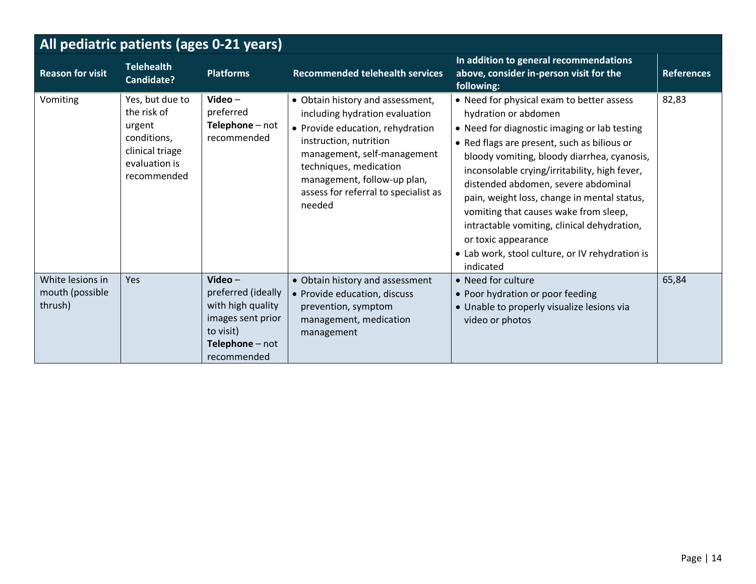## All pediatric patients (ages 0-21 years)

| Reason for visit | Telehealth Candidate? | Platforms | Recommended telehealth services | In addition to general recommendations above, consider in-person visit for the following: | References |
|---|---|---|---|---|---|
| Vomiting | Yes, but due to the risk of urgent conditions, clinical triage evaluation is recommended | **Video** – preferred<br>**Telephone** – not recommended | • Obtain history and assessment, including hydration evaluation<br>• Provide education, rehydration instruction, nutrition management, self-management techniques, medication management, follow-up plan, assess for referral to specialist as needed | • Need for physical exam to better assess hydration or abdomen<br>• Need for diagnostic imaging or lab testing<br>• Red flags are present, such as bilious or bloody vomiting, bloody diarrhea, cyanosis, inconsolable crying/irritability, high fever, distended abdomen, severe abdominal pain, weight loss, change in mental status, vomiting that causes wake from sleep, intractable vomiting, clinical dehydration, or toxic appearance<br>• Lab work, stool culture, or IV rehydration is indicated | 82,83 |
| White lesions in mouth (possible thrush) | Yes | **Video** – preferred (ideally with high quality images sent prior to visit)<br>**Telephone** – not recommended | • Obtain history and assessment<br>• Provide education, discuss prevention, symptom management, medication management | • Need for culture<br>• Poor hydration or poor feeding<br>• Unable to properly visualize lesions via video or photos | 65,84 |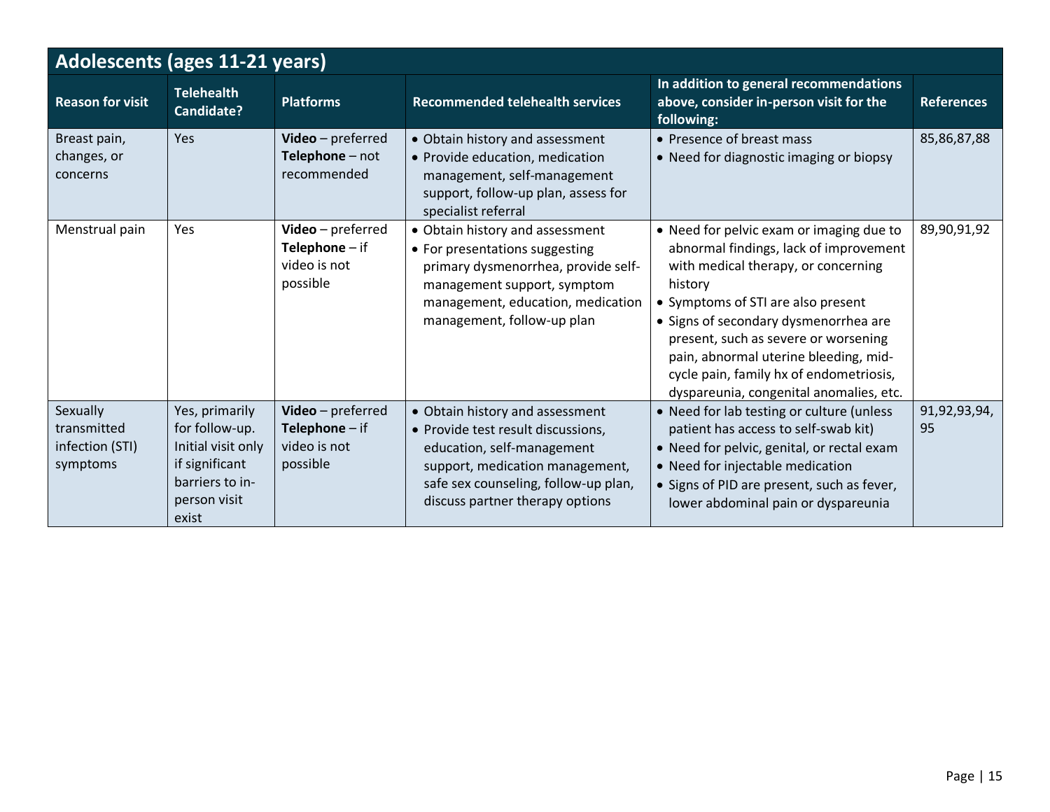## Adolescents (ages 11-21 years)

| Reason for visit | Telehealth Candidate? | Platforms | Recommended telehealth services | In addition to general recommendations above, consider in-person visit for the following: | References |
|---|---|---|---|---|---|
| Breast pain, changes, or concerns | Yes | **Video** – preferred<br>**Telephone** – not recommended | • Obtain history and assessment<br>• Provide education, medication management, self-management support, follow-up plan, assess for specialist referral | • Presence of breast mass<br>• Need for diagnostic imaging or biopsy | 85,86,87,88 |
| Menstrual pain | Yes | **Video** – preferred<br>**Telephone** – if video is not possible | • Obtain history and assessment<br>• For presentations suggesting primary dysmenorrhea, provide self-management support, symptom management, education, medication management, follow-up plan | • Need for pelvic exam or imaging due to abnormal findings, lack of improvement with medical therapy, or concerning history<br>• Symptoms of STI are also present<br>• Signs of secondary dysmenorrhea are present, such as severe or worsening pain, abnormal uterine bleeding, mid-cycle pain, family hx of endometriosis, dyspareunia, congenital anomalies, etc. | 89,90,91,92 |
| Sexually transmitted infection (STI) symptoms | Yes, primarily for follow-up. Initial visit only if significant barriers to in-person visit exist | **Video** – preferred<br>**Telephone** – if video is not possible | • Obtain history and assessment<br>• Provide test result discussions, education, self-management support, medication management, safe sex counseling, follow-up plan, discuss partner therapy options | • Need for lab testing or culture (unless patient has access to self-swab kit)<br>• Need for pelvic, genital, or rectal exam<br>• Need for injectable medication<br>• Signs of PID are present, such as fever, lower abdominal pain or dyspareunia | 91,92,93,94, 95 |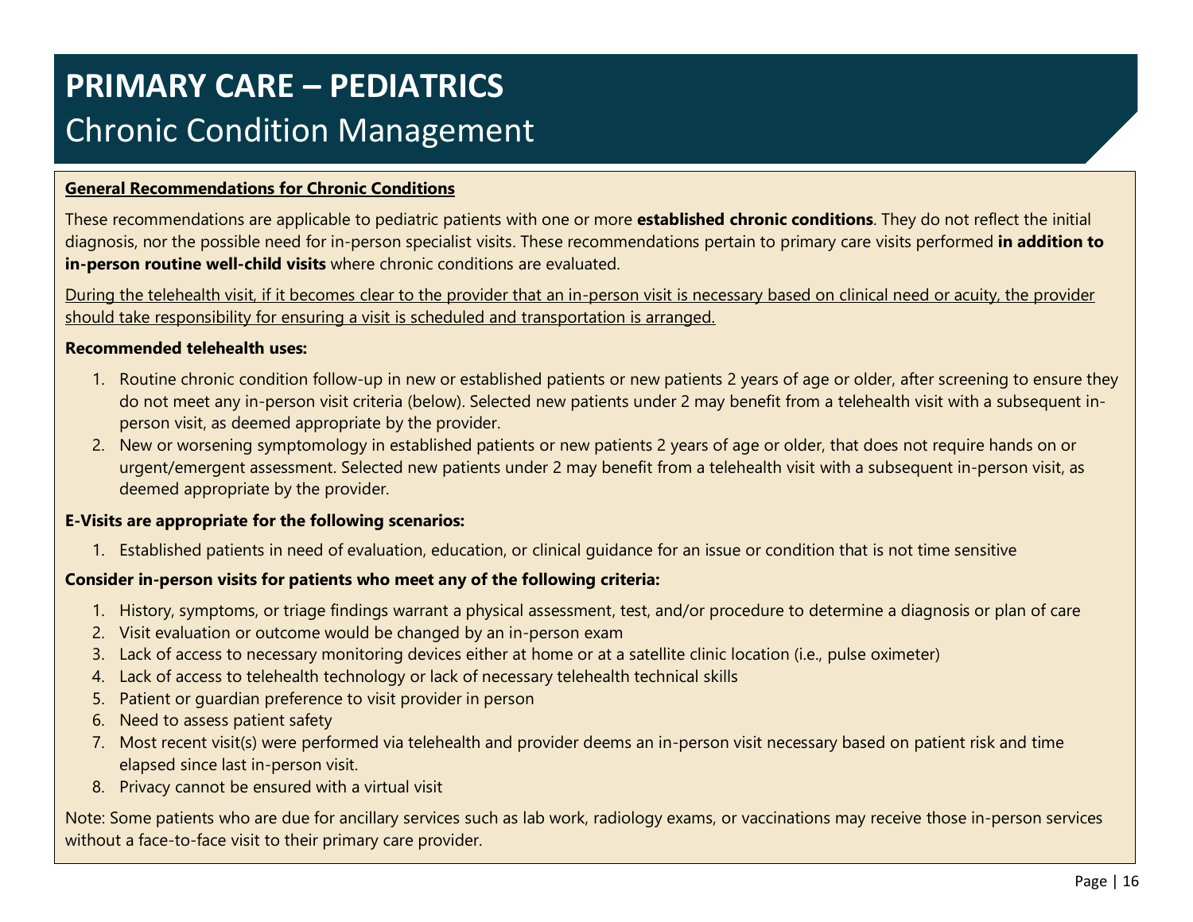# PRIMARY CARE – PEDIATRICS

## Chronic Condition Management

**General Recommendations for Chronic Conditions**

These recommendations are applicable to pediatric patients with one or more **established chronic conditions**. They do not reflect the initial diagnosis, nor the possible need for in-person specialist visits. These recommendations pertain to primary care visits performed **in addition to in-person routine well-child visits** where chronic conditions are evaluated.

During the telehealth visit, if it becomes clear to the provider that an in-person visit is necessary based on clinical need or acuity, the provider should take responsibility for ensuring a visit is scheduled and transportation is arranged.

**Recommended telehealth uses:**

1. Routine chronic condition follow-up in new or established patients or new patients 2 years of age or older, after screening to ensure they do not meet any in-person visit criteria (below). Selected new patients under 2 may benefit from a telehealth visit with a subsequent in-person visit, as deemed appropriate by the provider.
2. New or worsening symptomology in established patients or new patients 2 years of age or older, that does not require hands on or urgent/emergent assessment. Selected new patients under 2 may benefit from a telehealth visit with a subsequent in-person visit, as deemed appropriate by the provider.

**E-Visits are appropriate for the following scenarios:**

1. Established patients in need of evaluation, education, or clinical guidance for an issue or condition that is not time sensitive

**Consider in-person visits for patients who meet any of the following criteria:**

1. History, symptoms, or triage findings warrant a physical assessment, test, and/or procedure to determine a diagnosis or plan of care
2. Visit evaluation or outcome would be changed by an in-person exam
3. Lack of access to necessary monitoring devices either at home or at a satellite clinic location (i.e., pulse oximeter)
4. Lack of access to telehealth technology or lack of necessary telehealth technical skills
5. Patient or guardian preference to visit provider in person
6. Need to assess patient safety
7. Most recent visit(s) were performed via telehealth and provider deems an in-person visit necessary based on patient risk and time elapsed since last in-person visit.
8. Privacy cannot be ensured with a virtual visit

Note: Some patients who are due for ancillary services such as lab work, radiology exams, or vaccinations may receive those in-person services without a face-to-face visit to their primary care provider.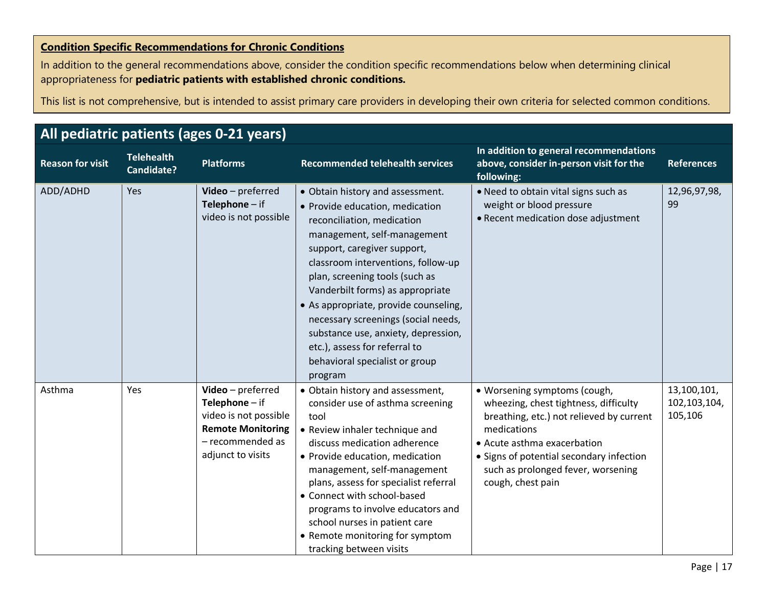**Condition Specific Recommendations for Chronic Conditions**

In addition to the general recommendations above, consider the condition specific recommendations below when determining clinical appropriateness for **pediatric patients with established chronic conditions.**

This list is not comprehensive, but is intended to assist primary care providers in developing their own criteria for selected common conditions.

## All pediatric patients (ages 0-21 years)

| Reason for visit | Telehealth Candidate? | Platforms | Recommended telehealth services | In addition to general recommendations above, consider in-person visit for the following: | References |
|---|---|---|---|---|---|
| ADD/ADHD | Yes | **Video** – preferred<br>**Telephone** – if video is not possible | • Obtain history and assessment.<br>• Provide education, medication reconciliation, medication management, self-management support, caregiver support, classroom interventions, follow-up plan, screening tools (such as Vanderbilt forms) as appropriate<br>• As appropriate, provide counseling, necessary screenings (social needs, substance use, anxiety, depression, etc.), assess for referral to behavioral specialist or group program | • Need to obtain vital signs such as weight or blood pressure<br>• Recent medication dose adjustment | 12,96,97,98, 99 |
| Asthma | Yes | **Video** – preferred<br>**Telephone** – if video is not possible<br>**Remote Monitoring** – recommended as adjunct to visits | • Obtain history and assessment, consider use of asthma screening tool<br>• Review inhaler technique and discuss medication adherence<br>• Provide education, medication management, self-management plans, assess for specialist referral<br>• Connect with school-based programs to involve educators and school nurses in patient care<br>• Remote monitoring for symptom tracking between visits | • Worsening symptoms (cough, wheezing, chest tightness, difficulty breathing, etc.) not relieved by current medications<br>• Acute asthma exacerbation<br>• Signs of potential secondary infection such as prolonged fever, worsening cough, chest pain | 13,100,101, 102,103,104, 105,106 |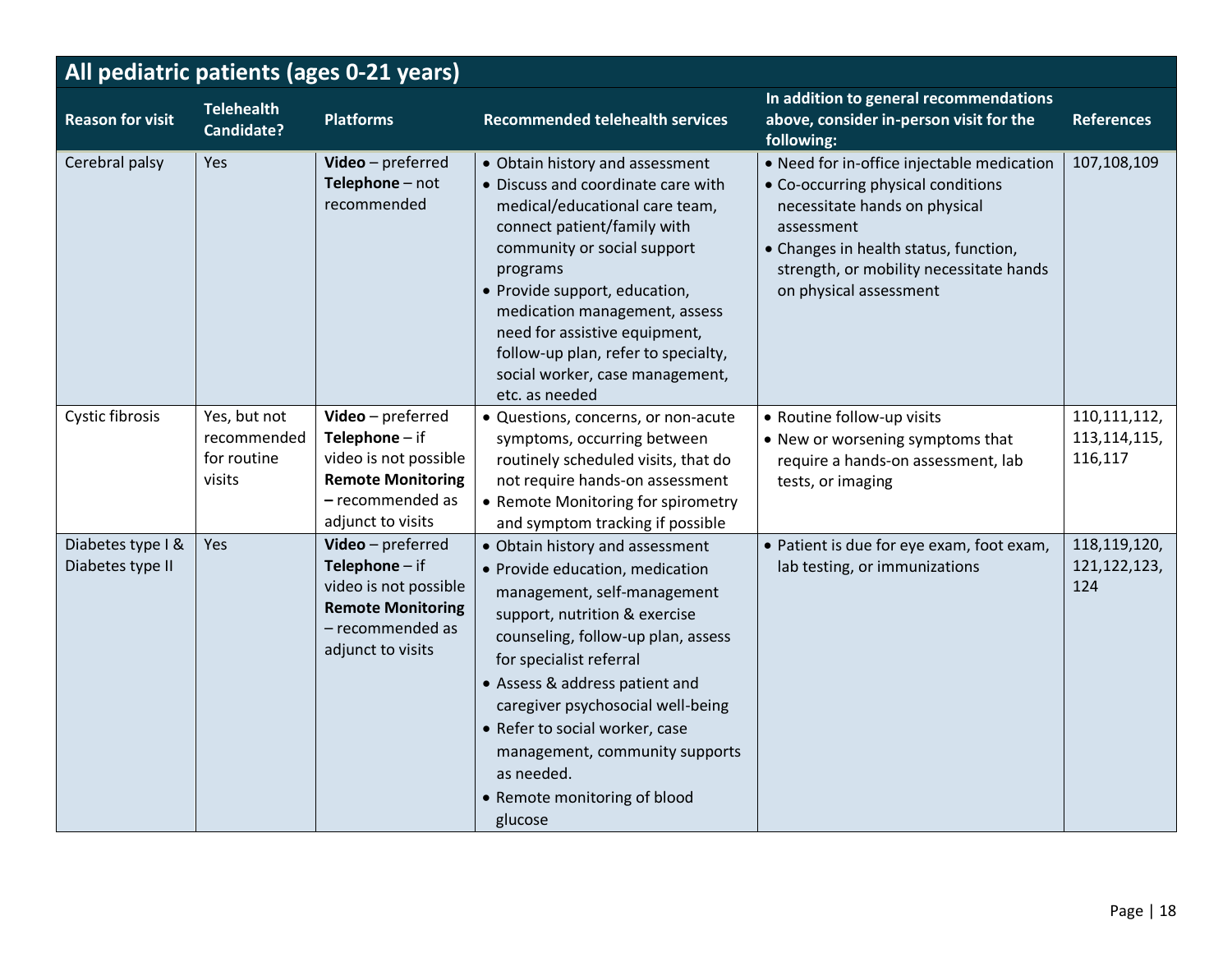| All pediatric patients (ages 0-21 years) | | | | | |
|---|---|---|---|---|---|
| **Reason for visit** | **Telehealth Candidate?** | **Platforms** | **Recommended telehealth services** | **In addition to general recommendations above, consider in-person visit for the following:** | **References** |
| Cerebral palsy | Yes | **Video** – preferred<br>**Telephone** – not recommended | • Obtain history and assessment<br>• Discuss and coordinate care with medical/educational care team, connect patient/family with community or social support programs<br>• Provide support, education, medication management, assess need for assistive equipment, follow-up plan, refer to specialty, social worker, case management, etc. as needed | • Need for in-office injectable medication<br>• Co-occurring physical conditions necessitate hands on physical assessment<br>• Changes in health status, function, strength, or mobility necessitate hands on physical assessment | 107,108,109 |
| Cystic fibrosis | Yes, but not recommended for routine visits | **Video** – preferred<br>**Telephone** – if video is not possible<br>**Remote Monitoring –** recommended as adjunct to visits | • Questions, concerns, or non-acute symptoms, occurring between routinely scheduled visits, that do not require hands-on assessment<br>• Remote Monitoring for spirometry and symptom tracking if possible | • Routine follow-up visits<br>• New or worsening symptoms that require a hands-on assessment, lab tests, or imaging | 110,111,112, 113,114,115, 116,117 |
| Diabetes type I & Diabetes type II | Yes | **Video** – preferred<br>**Telephone** – if video is not possible<br>**Remote Monitoring** – recommended as adjunct to visits | • Obtain history and assessment<br>• Provide education, medication management, self-management support, nutrition & exercise counseling, follow-up plan, assess for specialist referral<br>• Assess & address patient and caregiver psychosocial well-being<br>• Refer to social worker, case management, community supports as needed.<br>• Remote monitoring of blood glucose | • Patient is due for eye exam, foot exam, lab testing, or immunizations | 118,119,120, 121,122,123, 124 |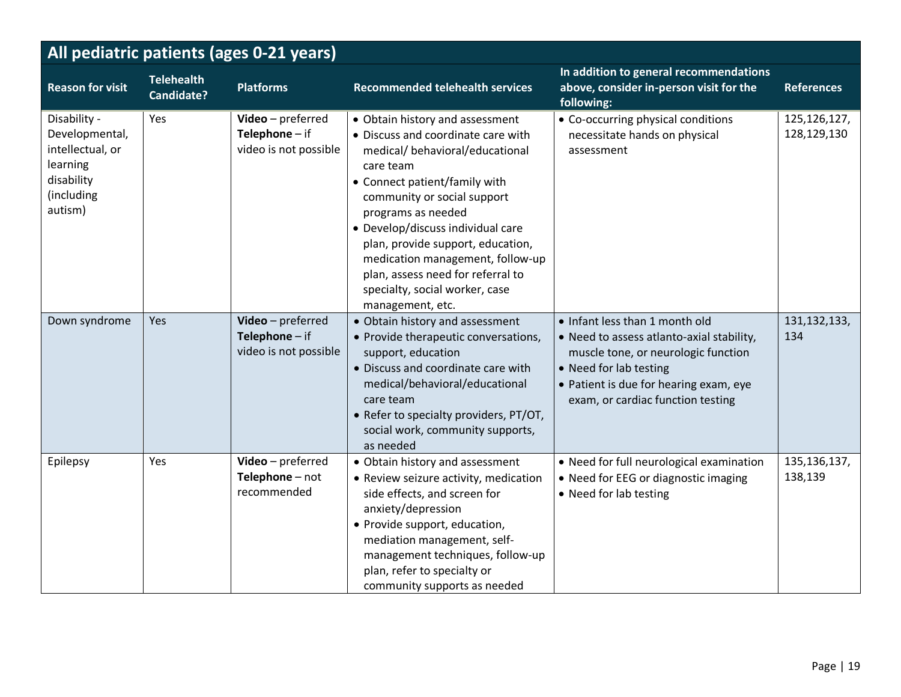| All pediatric patients (ages 0-21 years) | | | | | |
|---|---|---|---|---|---|
| **Reason for visit** | **Telehealth Candidate?** | **Platforms** | **Recommended telehealth services** | **In addition to general recommendations above, consider in-person visit for the following:** | **References** |
| Disability - Developmental, intellectual, or learning disability (including autism) | Yes | **Video** – preferred<br>**Telephone** – if video is not possible | • Obtain history and assessment<br>• Discuss and coordinate care with medical/ behavioral/educational care team<br>• Connect patient/family with community or social support programs as needed<br>• Develop/discuss individual care plan, provide support, education, medication management, follow-up plan, assess need for referral to specialty, social worker, case management, etc. | • Co-occurring physical conditions necessitate hands on physical assessment | 125,126,127, 128,129,130 |
| Down syndrome | Yes | **Video** – preferred<br>**Telephone** – if video is not possible | • Obtain history and assessment<br>• Provide therapeutic conversations, support, education<br>• Discuss and coordinate care with medical/behavioral/educational care team<br>• Refer to specialty providers, PT/OT, social work, community supports, as needed | • Infant less than 1 month old<br>• Need to assess atlanto-axial stability, muscle tone, or neurologic function<br>• Need for lab testing<br>• Patient is due for hearing exam, eye exam, or cardiac function testing | 131,132,133, 134 |
| Epilepsy | Yes | **Video** – preferred<br>**Telephone** – not recommended | • Obtain history and assessment<br>• Review seizure activity, medication side effects, and screen for anxiety/depression<br>• Provide support, education, mediation management, self-management techniques, follow-up plan, refer to specialty or community supports as needed | • Need for full neurological examination<br>• Need for EEG or diagnostic imaging<br>• Need for lab testing | 135,136,137, 138,139 |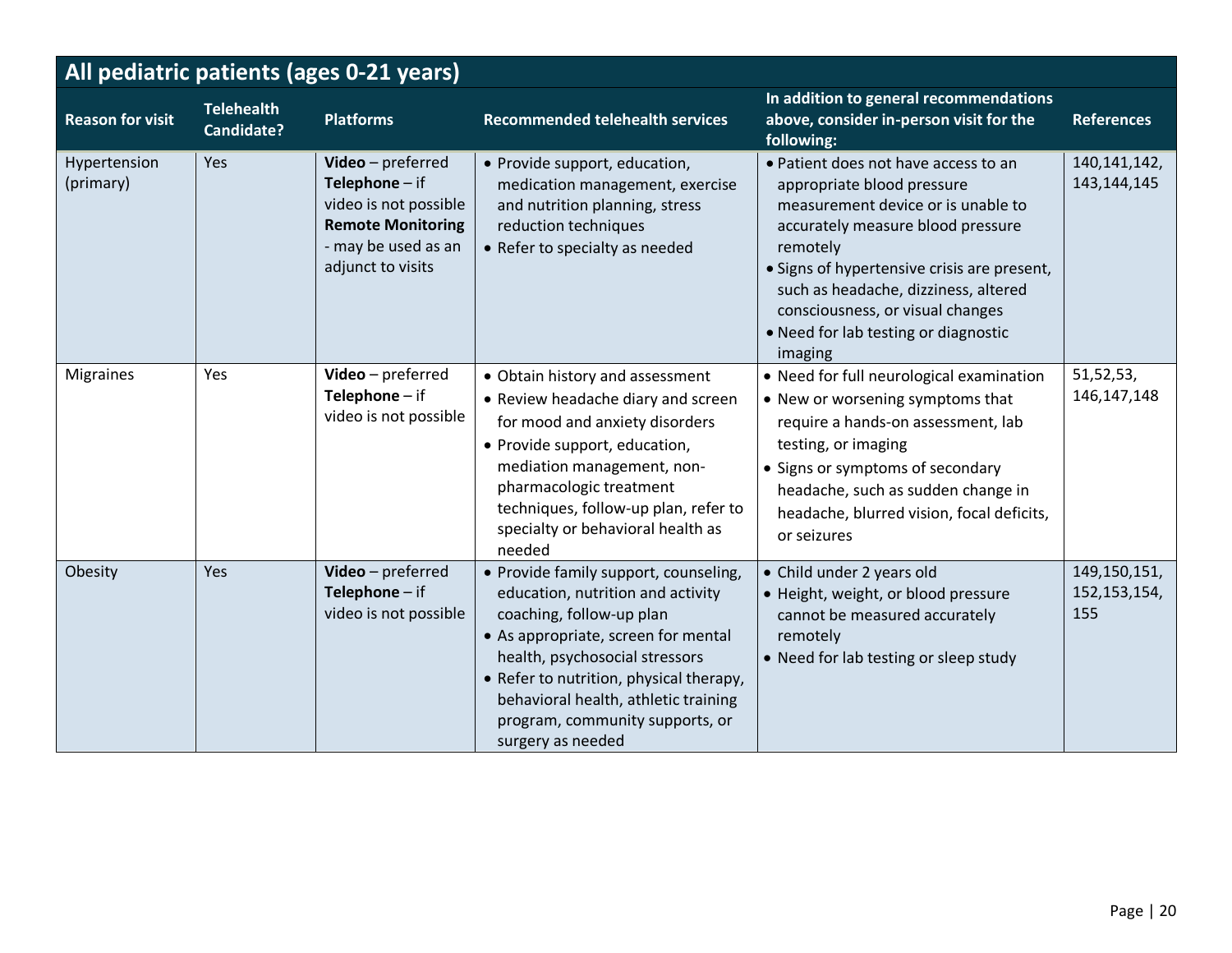| All pediatric patients (ages 0-21 years) | | | | | |
|---|---|---|---|---|---|
| **Reason for visit** | **Telehealth Candidate?** | **Platforms** | **Recommended telehealth services** | **In addition to general recommendations above, consider in-person visit for the following:** | **References** |
| Hypertension (primary) | Yes | **Video** – preferred<br>**Telephone** – if video is not possible<br>**Remote Monitoring** - may be used as an adjunct to visits | • Provide support, education, medication management, exercise and nutrition planning, stress reduction techniques<br>• Refer to specialty as needed | • Patient does not have access to an appropriate blood pressure measurement device or is unable to accurately measure blood pressure remotely<br>• Signs of hypertensive crisis are present, such as headache, dizziness, altered consciousness, or visual changes<br>• Need for lab testing or diagnostic imaging | 140,141,142, 143,144,145 |
| Migraines | Yes | **Video** – preferred<br>**Telephone** – if video is not possible | • Obtain history and assessment<br>• Review headache diary and screen for mood and anxiety disorders<br>• Provide support, education, mediation management, non-pharmacologic treatment techniques, follow-up plan, refer to specialty or behavioral health as needed | • Need for full neurological examination<br>• New or worsening symptoms that require a hands-on assessment, lab testing, or imaging<br>• Signs or symptoms of secondary headache, such as sudden change in headache, blurred vision, focal deficits, or seizures | 51,52,53, 146,147,148 |
| Obesity | Yes | **Video** – preferred<br>**Telephone** – if video is not possible | • Provide family support, counseling, education, nutrition and activity coaching, follow-up plan<br>• As appropriate, screen for mental health, psychosocial stressors<br>• Refer to nutrition, physical therapy, behavioral health, athletic training program, community supports, or surgery as needed | • Child under 2 years old<br>• Height, weight, or blood pressure cannot be measured accurately remotely<br>• Need for lab testing or sleep study | 149,150,151, 152,153,154, 155 |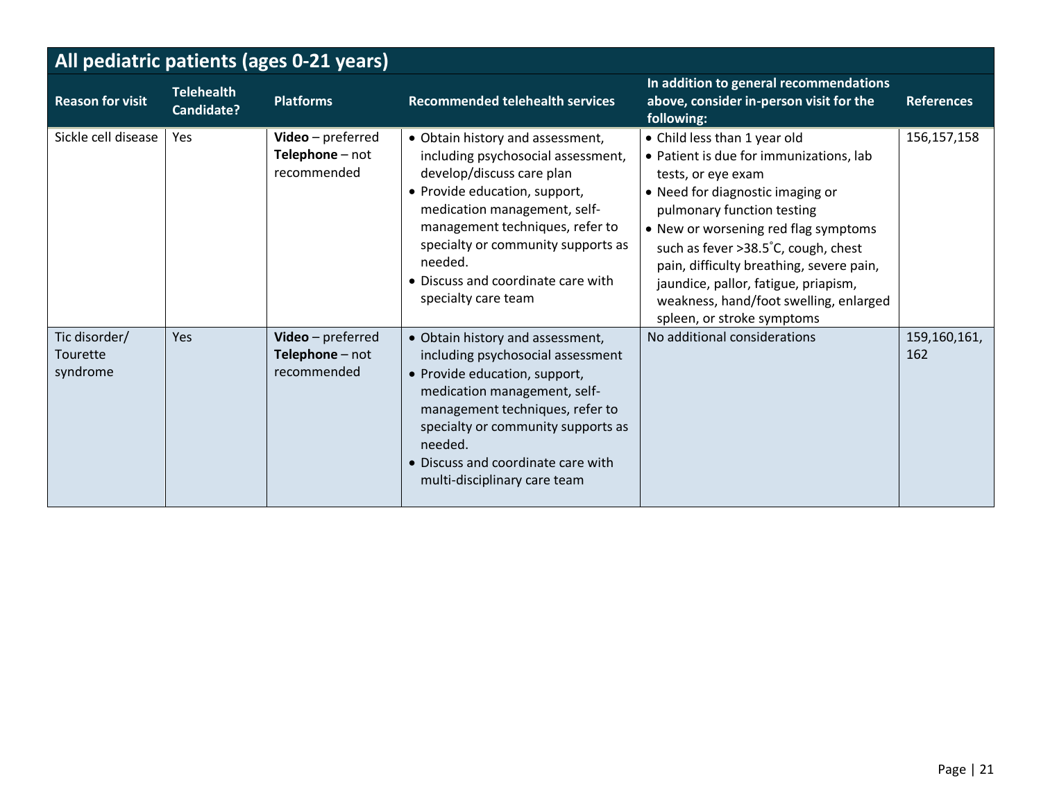| All pediatric patients (ages 0-21 years) | | | | | |
|---|---|---|---|---|---|
| **Reason for visit** | **Telehealth Candidate?** | **Platforms** | **Recommended telehealth services** | **In addition to general recommendations above, consider in-person visit for the following:** | **References** |
| Sickle cell disease | Yes | **Video** – preferred<br>**Telephone** – not recommended | • Obtain history and assessment, including psychosocial assessment, develop/discuss care plan<br>• Provide education, support, medication management, self-management techniques, refer to specialty or community supports as needed.<br>• Discuss and coordinate care with specialty care team | • Child less than 1 year old<br>• Patient is due for immunizations, lab tests, or eye exam<br>• Need for diagnostic imaging or pulmonary function testing<br>• New or worsening red flag symptoms such as fever >38.5˚C, cough, chest pain, difficulty breathing, severe pain, jaundice, pallor, fatigue, priapism, weakness, hand/foot swelling, enlarged spleen, or stroke symptoms | 156,157,158 |
| Tic disorder/ Tourette syndrome | Yes | **Video** – preferred<br>**Telephone** – not recommended | • Obtain history and assessment, including psychosocial assessment<br>• Provide education, support, medication management, self-management techniques, refer to specialty or community supports as needed.<br>• Discuss and coordinate care with multi-disciplinary care team | No additional considerations | 159,160,161, 162 |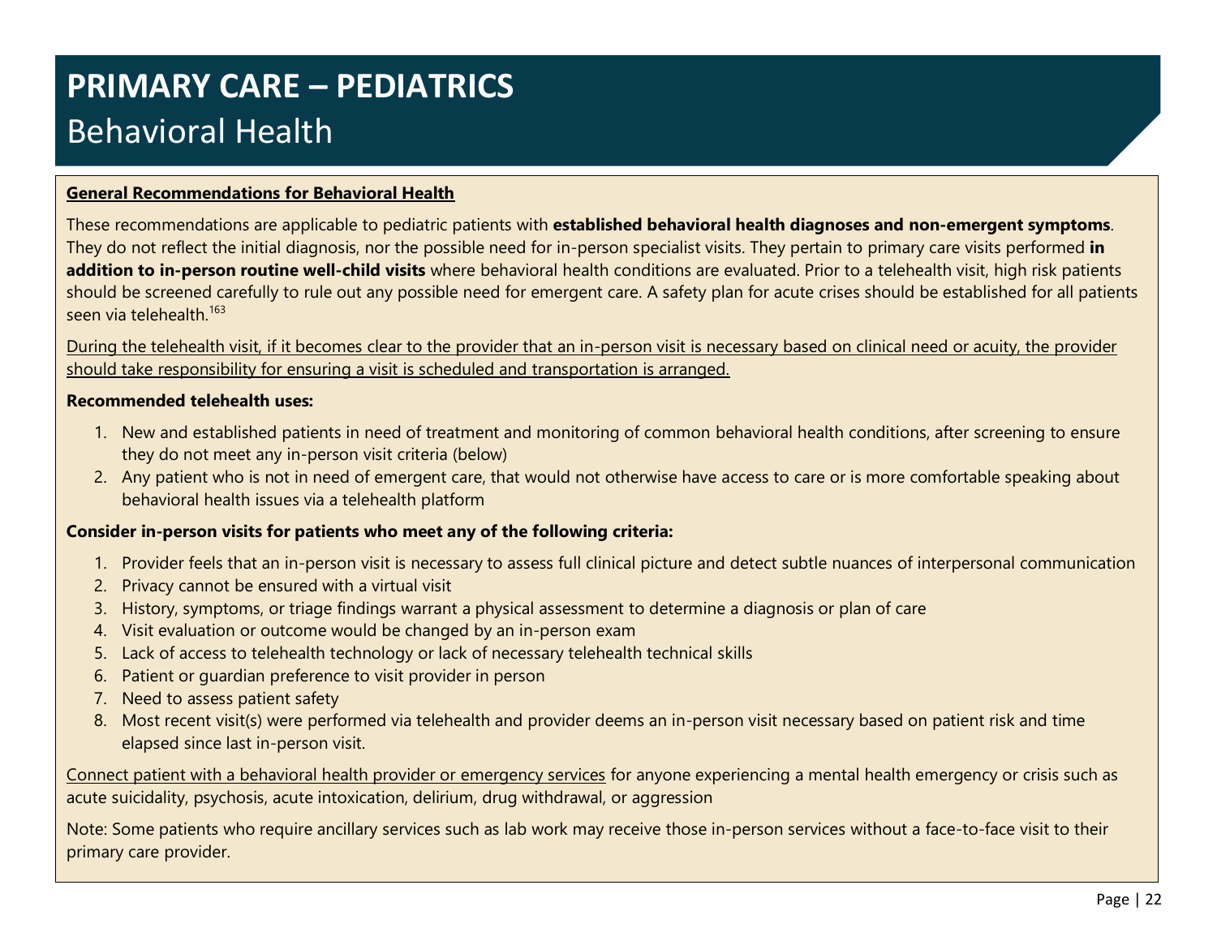# PRIMARY CARE – PEDIATRICS

## Behavioral Health

**General Recommendations for Behavioral Health**

These recommendations are applicable to pediatric patients with **established behavioral health diagnoses and non-emergent symptoms**. They do not reflect the initial diagnosis, nor the possible need for in-person specialist visits. They pertain to primary care visits performed **in addition to in-person routine well-child visits** where behavioral health conditions are evaluated. Prior to a telehealth visit, high risk patients should be screened carefully to rule out any possible need for emergent care. A safety plan for acute crises should be established for all patients seen via telehealth.[163]

During the telehealth visit, if it becomes clear to the provider that an in-person visit is necessary based on clinical need or acuity, the provider should take responsibility for ensuring a visit is scheduled and transportation is arranged.

**Recommended telehealth uses:**

1. New and established patients in need of treatment and monitoring of common behavioral health conditions, after screening to ensure they do not meet any in-person visit criteria (below)
2. Any patient who is not in need of emergent care, that would not otherwise have access to care or is more comfortable speaking about behavioral health issues via a telehealth platform

**Consider in-person visits for patients who meet any of the following criteria:**

1. Provider feels that an in-person visit is necessary to assess full clinical picture and detect subtle nuances of interpersonal communication
2. Privacy cannot be ensured with a virtual visit
3. History, symptoms, or triage findings warrant a physical assessment to determine a diagnosis or plan of care
4. Visit evaluation or outcome would be changed by an in-person exam
5. Lack of access to telehealth technology or lack of necessary telehealth technical skills
6. Patient or guardian preference to visit provider in person
7. Need to assess patient safety
8. Most recent visit(s) were performed via telehealth and provider deems an in-person visit necessary based on patient risk and time elapsed since last in-person visit.

Connect patient with a behavioral health provider or emergency services for anyone experiencing a mental health emergency or crisis such as acute suicidality, psychosis, acute intoxication, delirium, drug withdrawal, or aggression

Note: Some patients who require ancillary services such as lab work may receive those in-person services without a face-to-face visit to their primary care provider.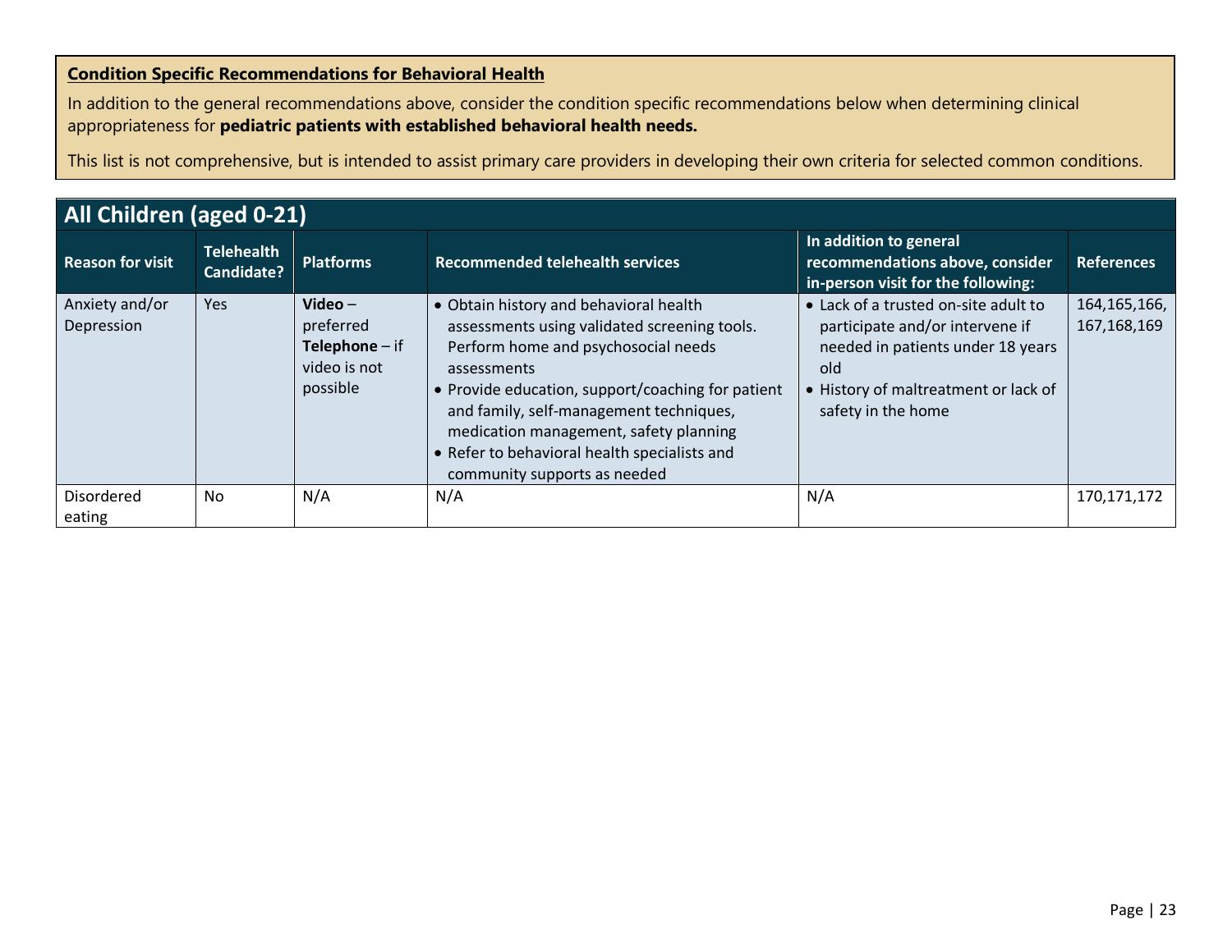**Condition Specific Recommendations for Behavioral Health**

In addition to the general recommendations above, consider the condition specific recommendations below when determining clinical appropriateness for **pediatric patients with established behavioral health needs.**

This list is not comprehensive, but is intended to assist primary care providers in developing their own criteria for selected common conditions.

## All Children (aged 0-21)

| Reason for visit | Telehealth Candidate? | Platforms | Recommended telehealth services | In addition to general recommendations above, consider in-person visit for the following: | References |
|---|---|---|---|---|---|
| Anxiety and/or Depression | Yes | **Video** – preferred<br>**Telephone** – if video is not possible | • Obtain history and behavioral health assessments using validated screening tools. Perform home and psychosocial needs assessments<br>• Provide education, support/coaching for patient and family, self-management techniques, medication management, safety planning<br>• Refer to behavioral health specialists and community supports as needed | • Lack of a trusted on-site adult to participate and/or intervene if needed in patients under 18 years old<br>• History of maltreatment or lack of safety in the home | 164,165,166, 167,168,169 |
| Disordered eating | No | N/A | N/A | N/A | 170,171,172 |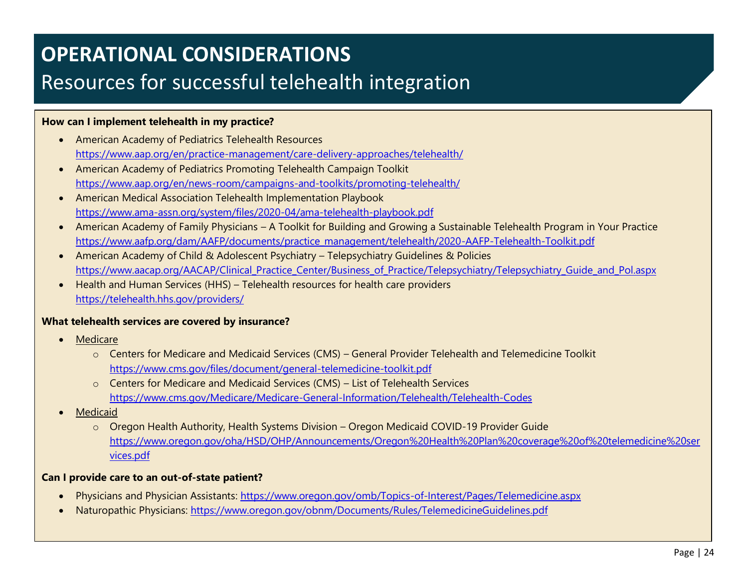# OPERATIONAL CONSIDERATIONS

## Resources for successful telehealth integration

**How can I implement telehealth in my practice?**

- American Academy of Pediatrics Telehealth Resources
  https://www.aap.org/en/practice-management/care-delivery-approaches/telehealth/
- American Academy of Pediatrics Promoting Telehealth Campaign Toolkit
  https://www.aap.org/en/news-room/campaigns-and-toolkits/promoting-telehealth/
- American Medical Association Telehealth Implementation Playbook
  https://www.ama-assn.org/system/files/2020-04/ama-telehealth-playbook.pdf
- American Academy of Family Physicians – A Toolkit for Building and Growing a Sustainable Telehealth Program in Your Practice
  https://www.aafp.org/dam/AAFP/documents/practice_management/telehealth/2020-AAFP-Telehealth-Toolkit.pdf
- American Academy of Child & Adolescent Psychiatry – Telepsychiatry Guidelines & Policies
  https://www.aacap.org/AACAP/Clinical_Practice_Center/Business_of_Practice/Telepsychiatry/Telepsychiatry_Guide_and_Pol.aspx
- Health and Human Services (HHS) – Telehealth resources for health care providers
  https://telehealth.hhs.gov/providers/

**What telehealth services are covered by insurance?**

- Medicare
  - Centers for Medicare and Medicaid Services (CMS) – General Provider Telehealth and Telemedicine Toolkit
    https://www.cms.gov/files/document/general-telemedicine-toolkit.pdf
  - Centers for Medicare and Medicaid Services (CMS) – List of Telehealth Services
    https://www.cms.gov/Medicare/Medicare-General-Information/Telehealth/Telehealth-Codes
- Medicaid
  - Oregon Health Authority, Health Systems Division – Oregon Medicaid COVID-19 Provider Guide
    https://www.oregon.gov/oha/HSD/OHP/Announcements/Oregon%20Health%20Plan%20coverage%20of%20telemedicine%20services.pdf

**Can I provide care to an out-of-state patient?**

- Physicians and Physician Assistants: https://www.oregon.gov/omb/Topics-of-Interest/Pages/Telemedicine.aspx
- Naturopathic Physicians: https://www.oregon.gov/obnm/Documents/Rules/TelemedicineGuidelines.pdf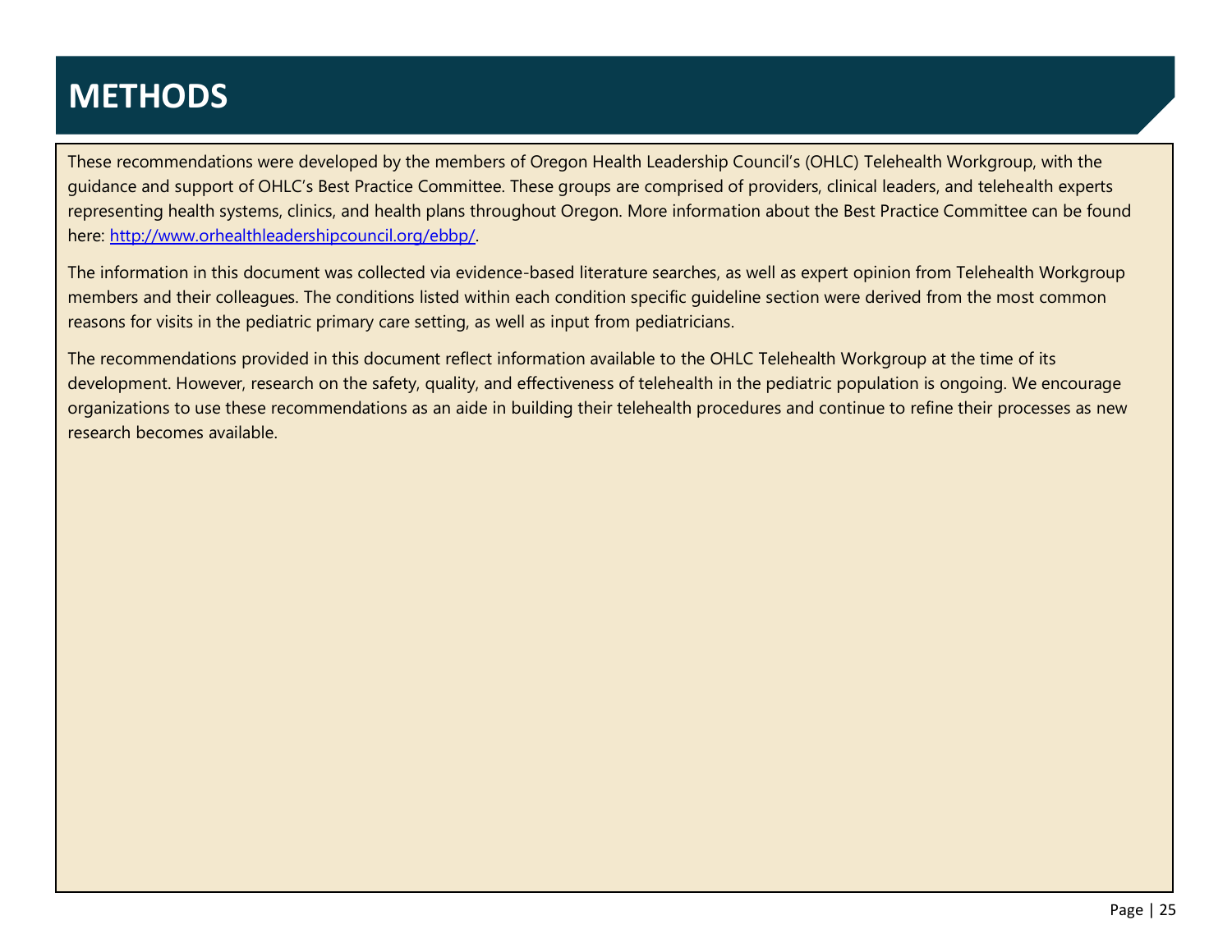# METHODS

These recommendations were developed by the members of Oregon Health Leadership Council's (OHLC) Telehealth Workgroup, with the guidance and support of OHLC's Best Practice Committee. These groups are comprised of providers, clinical leaders, and telehealth experts representing health systems, clinics, and health plans throughout Oregon. More information about the Best Practice Committee can be found here: [http://www.orhealthleadershipcouncil.org/ebbp/](http://www.orhealthleadershipcouncil.org/ebbp/).

The information in this document was collected via evidence-based literature searches, as well as expert opinion from Telehealth Workgroup members and their colleagues. The conditions listed within each condition specific guideline section were derived from the most common reasons for visits in the pediatric primary care setting, as well as input from pediatricians.

The recommendations provided in this document reflect information available to the OHLC Telehealth Workgroup at the time of its development. However, research on the safety, quality, and effectiveness of telehealth in the pediatric population is ongoing. We encourage organizations to use these recommendations as an aide in building their telehealth procedures and continue to refine their processes as new research becomes available.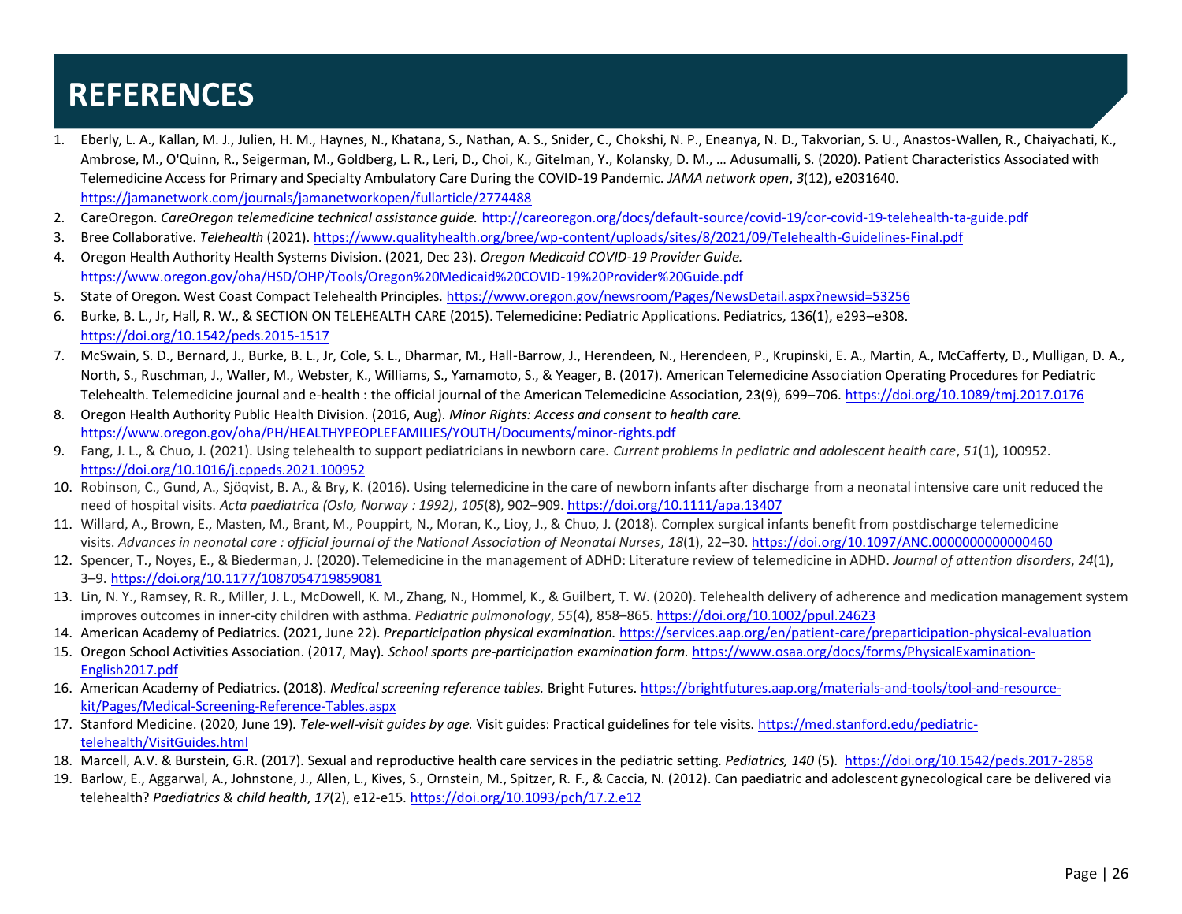# REFERENCES

1. Eberly, L. A., Kallan, M. J., Julien, H. M., Haynes, N., Khatana, S., Nathan, A. S., Snider, C., Chokshi, N. P., Eneanya, N. D., Takvorian, S. U., Anastos-Wallen, R., Chaiyachati, K., Ambrose, M., O'Quinn, R., Seigerman, M., Goldberg, L. R., Leri, D., Choi, K., Gitelman, Y., Kolansky, D. M., … Adusumalli, S. (2020). Patient Characteristics Associated with Telemedicine Access for Primary and Specialty Ambulatory Care During the COVID-19 Pandemic. *JAMA network open*, *3*(12), e2031640. https://jamanetwork.com/journals/jamanetworkopen/fullarticle/2774488
2. CareOregon. *CareOregon telemedicine technical assistance guide.* http://careoregon.org/docs/default-source/covid-19/cor-covid-19-telehealth-ta-guide.pdf
3. Bree Collaborative. *Telehealth* (2021). https://www.qualityhealth.org/bree/wp-content/uploads/sites/8/2021/09/Telehealth-Guidelines-Final.pdf
4. Oregon Health Authority Health Systems Division. (2021, Dec 23). *Oregon Medicaid COVID-19 Provider Guide.* https://www.oregon.gov/oha/HSD/OHP/Tools/Oregon%20Medicaid%20COVID-19%20Provider%20Guide.pdf
5. State of Oregon. West Coast Compact Telehealth Principles. https://www.oregon.gov/newsroom/Pages/NewsDetail.aspx?newsid=53256
6. Burke, B. L., Jr, Hall, R. W., & SECTION ON TELEHEALTH CARE (2015). Telemedicine: Pediatric Applications. Pediatrics, 136(1), e293–e308. https://doi.org/10.1542/peds.2015-1517
7. McSwain, S. D., Bernard, J., Burke, B. L., Jr, Cole, S. L., Dharmar, M., Hall-Barrow, J., Herendeen, N., Herendeen, P., Krupinski, E. A., Martin, A., McCafferty, D., Mulligan, D. A., North, S., Ruschman, J., Waller, M., Webster, K., Williams, S., Yamamoto, S., & Yeager, B. (2017). American Telemedicine Association Operating Procedures for Pediatric Telehealth. Telemedicine journal and e-health : the official journal of the American Telemedicine Association, 23(9), 699–706. https://doi.org/10.1089/tmj.2017.0176
8. Oregon Health Authority Public Health Division. (2016, Aug). *Minor Rights: Access and consent to health care.* https://www.oregon.gov/oha/PH/HEALTHYPEOPLEFAMILIES/YOUTH/Documents/minor-rights.pdf
9. Fang, J. L., & Chuo, J. (2021). Using telehealth to support pediatricians in newborn care. *Current problems in pediatric and adolescent health care*, *51*(1), 100952. https://doi.org/10.1016/j.cppeds.2021.100952
10. Robinson, C., Gund, A., Sjöqvist, B. A., & Bry, K. (2016). Using telemedicine in the care of newborn infants after discharge from a neonatal intensive care unit reduced the need of hospital visits. *Acta paediatrica (Oslo, Norway : 1992)*, *105*(8), 902–909. https://doi.org/10.1111/apa.13407
11. Willard, A., Brown, E., Masten, M., Brant, M., Pouppirt, N., Moran, K., Lioy, J., & Chuo, J. (2018). Complex surgical infants benefit from postdischarge telemedicine visits. *Advances in neonatal care : official journal of the National Association of Neonatal Nurses*, *18*(1), 22–30. https://doi.org/10.1097/ANC.0000000000000460
12. Spencer, T., Noyes, E., & Biederman, J. (2020). Telemedicine in the management of ADHD: Literature review of telemedicine in ADHD. *Journal of attention disorders*, *24*(1), 3–9. https://doi.org/10.1177/1087054719859081
13. Lin, N. Y., Ramsey, R. R., Miller, J. L., McDowell, K. M., Zhang, N., Hommel, K., & Guilbert, T. W. (2020). Telehealth delivery of adherence and medication management system improves outcomes in inner-city children with asthma. *Pediatric pulmonology*, *55*(4), 858–865. https://doi.org/10.1002/ppul.24623
14. American Academy of Pediatrics. (2021, June 22). *Preparticipation physical examination.* https://services.aap.org/en/patient-care/preparticipation-physical-evaluation
15. Oregon School Activities Association. (2017, May). *School sports pre-participation examination form.* https://www.osaa.org/docs/forms/PhysicalExamination-English2017.pdf
16. American Academy of Pediatrics. (2018). *Medical screening reference tables.* Bright Futures. https://brightfutures.aap.org/materials-and-tools/tool-and-resource-kit/Pages/Medical-Screening-Reference-Tables.aspx
17. Stanford Medicine. (2020, June 19). *Tele-well-visit guides by age.* Visit guides: Practical guidelines for tele visits. https://med.stanford.edu/pediatric-telehealth/VisitGuides.html
18. Marcell, A.V. & Burstein, G.R. (2017). Sexual and reproductive health care services in the pediatric setting. *Pediatrics, 140* (5). https://doi.org/10.1542/peds.2017-2858
19. Barlow, E., Aggarwal, A., Johnstone, J., Allen, L., Kives, S., Ornstein, M., Spitzer, R. F., & Caccia, N. (2012). Can paediatric and adolescent gynecological care be delivered via telehealth? *Paediatrics & child health*, *17*(2), e12-e15. https://doi.org/10.1093/pch/17.2.e12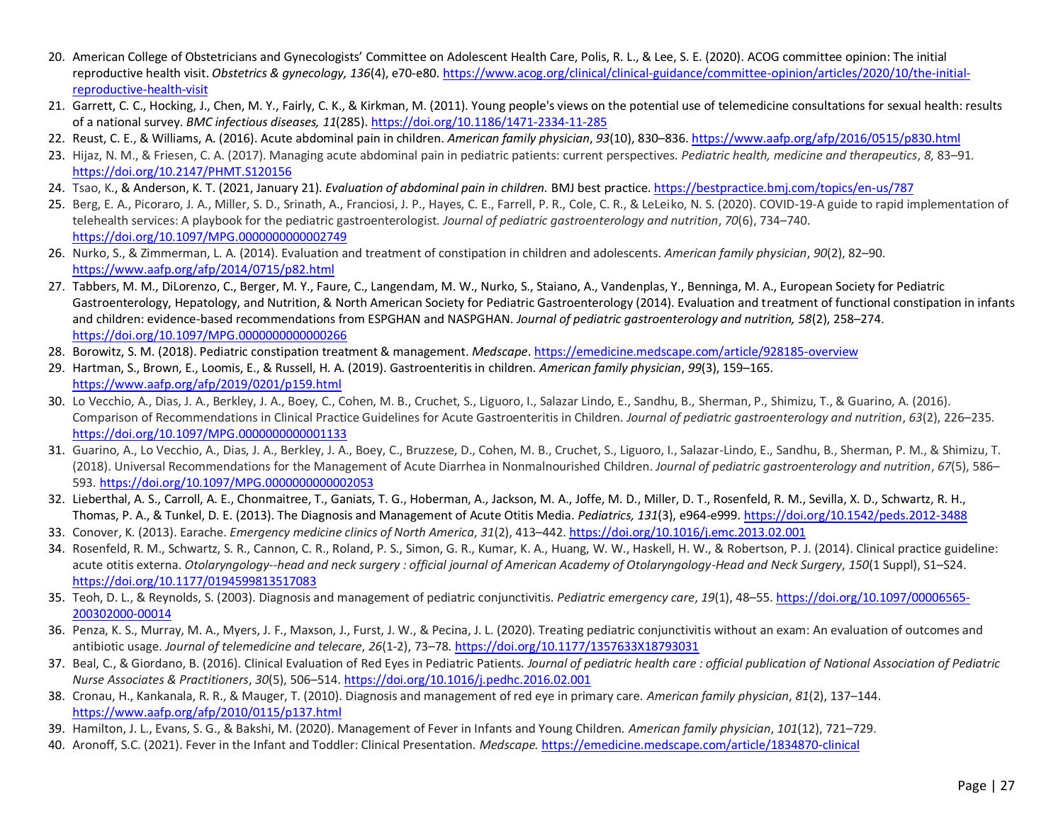20. American College of Obstetricians and Gynecologists' Committee on Adolescent Health Care, Polis, R. L., & Lee, S. E. (2020). ACOG committee opinion: The initial reproductive health visit. *Obstetrics & gynecology, 136*(4), e70-e80. https://www.acog.org/clinical/clinical-guidance/committee-opinion/articles/2020/10/the-initial-reproductive-health-visit
21. Garrett, C. C., Hocking, J., Chen, M. Y., Fairly, C. K., & Kirkman, M. (2011). Young people's views on the potential use of telemedicine consultations for sexual health: results of a national survey. *BMC infectious diseases, 11*(285). https://doi.org/10.1186/1471-2334-11-285
22. Reust, C. E., & Williams, A. (2016). Acute abdominal pain in children. *American family physician*, *93*(10), 830–836. https://www.aafp.org/afp/2016/0515/p830.html
23. Hijaz, N. M., & Friesen, C. A. (2017). Managing acute abdominal pain in pediatric patients: current perspectives. *Pediatric health, medicine and therapeutics*, *8*, 83–91. https://doi.org/10.2147/PHMT.S120156
24. Tsao, K., & Anderson, K. T. (2021, January 21). *Evaluation of abdominal pain in children.* BMJ best practice. https://bestpractice.bmj.com/topics/en-us/787
25. Berg, E. A., Picoraro, J. A., Miller, S. D., Srinath, A., Franciosi, J. P., Hayes, C. E., Farrell, P. R., Cole, C. R., & LeLeiko, N. S. (2020). COVID-19-A guide to rapid implementation of telehealth services: A playbook for the pediatric gastroenterologist. *Journal of pediatric gastroenterology and nutrition*, *70*(6), 734–740. https://doi.org/10.1097/MPG.0000000000002749
26. Nurko, S., & Zimmerman, L. A. (2014). Evaluation and treatment of constipation in children and adolescents. *American family physician*, *90*(2), 82–90. https://www.aafp.org/afp/2014/0715/p82.html
27. Tabbers, M. M., DiLorenzo, C., Berger, M. Y., Faure, C., Langendam, M. W., Nurko, S., Staiano, A., Vandenplas, Y., Benninga, M. A., European Society for Pediatric Gastroenterology, Hepatology, and Nutrition, & North American Society for Pediatric Gastroenterology (2014). Evaluation and treatment of functional constipation in infants and children: evidence-based recommendations from ESPGHAN and NASPGHAN. *Journal of pediatric gastroenterology and nutrition, 58*(2), 258–274. https://doi.org/10.1097/MPG.0000000000000266
28. Borowitz, S. M. (2018). Pediatric constipation treatment & management. *Medscape*. https://emedicine.medscape.com/article/928185-overview
29. Hartman, S., Brown, E., Loomis, E., & Russell, H. A. (2019). Gastroenteritis in children. *American family physician*, *99*(3), 159–165. https://www.aafp.org/afp/2019/0201/p159.html
30. Lo Vecchio, A., Dias, J. A., Berkley, J. A., Boey, C., Cohen, M. B., Cruchet, S., Liguoro, I., Salazar Lindo, E., Sandhu, B., Sherman, P., Shimizu, T., & Guarino, A. (2016). Comparison of Recommendations in Clinical Practice Guidelines for Acute Gastroenteritis in Children. *Journal of pediatric gastroenterology and nutrition*, *63*(2), 226–235. https://doi.org/10.1097/MPG.0000000000001133
31. Guarino, A., Lo Vecchio, A., Dias, J. A., Berkley, J. A., Boey, C., Bruzzese, D., Cohen, M. B., Cruchet, S., Liguoro, I., Salazar-Lindo, E., Sandhu, B., Sherman, P. M., & Shimizu, T. (2018). Universal Recommendations for the Management of Acute Diarrhea in Nonmalnourished Children. *Journal of pediatric gastroenterology and nutrition*, *67*(5), 586–593. https://doi.org/10.1097/MPG.0000000000002053
32. Lieberthal, A. S., Carroll, A. E., Chonmaitree, T., Ganiats, T. G., Hoberman, A., Jackson, M. A., Joffe, M. D., Miller, D. T., Rosenfeld, R. M., Sevilla, X. D., Schwartz, R. H., Thomas, P. A., & Tunkel, D. E. (2013). The Diagnosis and Management of Acute Otitis Media. *Pediatrics, 131*(3), e964-e999. https://doi.org/10.1542/peds.2012-3488
33. Conover, K. (2013). Earache. *Emergency medicine clinics of North America*, *31*(2), 413–442. https://doi.org/10.1016/j.emc.2013.02.001
34. Rosenfeld, R. M., Schwartz, S. R., Cannon, C. R., Roland, P. S., Simon, G. R., Kumar, K. A., Huang, W. W., Haskell, H. W., & Robertson, P. J. (2014). Clinical practice guideline: acute otitis externa. *Otolaryngology--head and neck surgery : official journal of American Academy of Otolaryngology-Head and Neck Surgery*, *150*(1 Suppl), S1–S24. https://doi.org/10.1177/0194599813517083
35. Teoh, D. L., & Reynolds, S. (2003). Diagnosis and management of pediatric conjunctivitis. *Pediatric emergency care*, *19*(1), 48–55. https://doi.org/10.1097/00006565-200302000-00014
36. Penza, K. S., Murray, M. A., Myers, J. F., Maxson, J., Furst, J. W., & Pecina, J. L. (2020). Treating pediatric conjunctivitis without an exam: An evaluation of outcomes and antibiotic usage. *Journal of telemedicine and telecare*, *26*(1-2), 73–78. https://doi.org/10.1177/1357633X18793031
37. Beal, C., & Giordano, B. (2016). Clinical Evaluation of Red Eyes in Pediatric Patients. *Journal of pediatric health care : official publication of National Association of Pediatric Nurse Associates & Practitioners*, *30*(5), 506–514. https://doi.org/10.1016/j.pedhc.2016.02.001
38. Cronau, H., Kankanala, R. R., & Mauger, T. (2010). Diagnosis and management of red eye in primary care. *American family physician*, *81*(2), 137–144. https://www.aafp.org/afp/2010/0115/p137.html
39. Hamilton, J. L., Evans, S. G., & Bakshi, M. (2020). Management of Fever in Infants and Young Children. *American family physician*, *101*(12), 721–729.
40. Aronoff, S.C. (2021). Fever in the Infant and Toddler: Clinical Presentation. *Medscape.* https://emedicine.medscape.com/article/1834870-clinical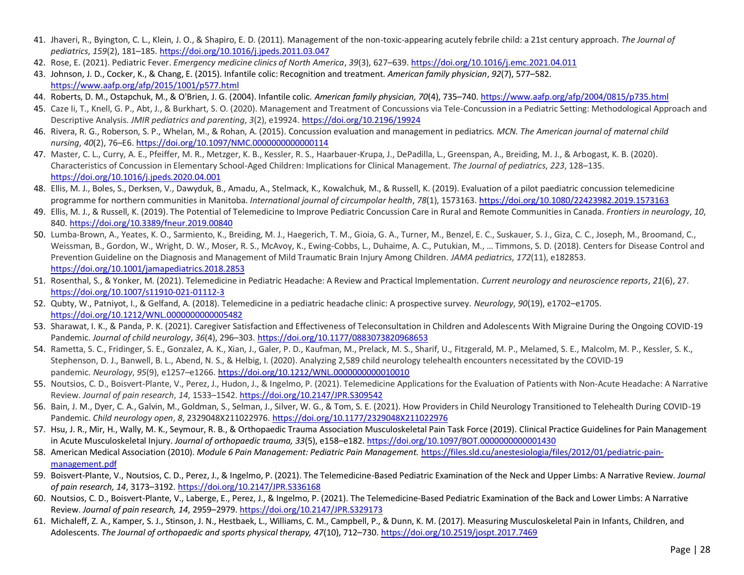41. Jhaveri, R., Byington, C. L., Klein, J. O., & Shapiro, E. D. (2011). Management of the non-toxic-appearing acutely febrile child: a 21st century approach. *The Journal of pediatrics*, *159*(2), 181–185. https://doi.org/10.1016/j.jpeds.2011.03.047
42. Rose, E. (2021). Pediatric Fever. *Emergency medicine clinics of North America*, *39*(3), 627–639. https://doi.org/10.1016/j.emc.2021.04.011
43. Johnson, J. D., Cocker, K., & Chang, E. (2015). Infantile colic: Recognition and treatment. *American family physician*, *92*(7), 577–582. https://www.aafp.org/afp/2015/1001/p577.html
44. Roberts, D. M., Ostapchuk, M., & O'Brien, J. G. (2004). Infantile colic. *American family physician, 70*(4), 735–740. https://www.aafp.org/afp/2004/0815/p735.html
45. Caze Ii, T., Knell, G. P., Abt, J., & Burkhart, S. O. (2020). Management and Treatment of Concussions via Tele-Concussion in a Pediatric Setting: Methodological Approach and Descriptive Analysis. *JMIR pediatrics and parenting*, *3*(2), e19924. https://doi.org/10.2196/19924
46. Rivera, R. G., Roberson, S. P., Whelan, M., & Rohan, A. (2015). Concussion evaluation and management in pediatrics. *MCN. The American journal of maternal child nursing*, *40*(2), 76–E6. https://doi.org/10.1097/NMC.0000000000000114
47. Master, C. L., Curry, A. E., Pfeiffer, M. R., Metzger, K. B., Kessler, R. S., Haarbauer-Krupa, J., DePadilla, L., Greenspan, A., Breiding, M. J., & Arbogast, K. B. (2020). Characteristics of Concussion in Elementary School-Aged Children: Implications for Clinical Management. *The Journal of pediatrics*, *223*, 128–135. https://doi.org/10.1016/j.jpeds.2020.04.001
48. Ellis, M. J., Boles, S., Derksen, V., Dawyduk, B., Amadu, A., Stelmack, K., Kowalchuk, M., & Russell, K. (2019). Evaluation of a pilot paediatric concussion telemedicine programme for northern communities in Manitoba. *International journal of circumpolar health*, *78*(1), 1573163. https://doi.org/10.1080/22423982.2019.1573163
49. Ellis, M. J., & Russell, K. (2019). The Potential of Telemedicine to Improve Pediatric Concussion Care in Rural and Remote Communities in Canada. *Frontiers in neurology*, *10*, 840. https://doi.org/10.3389/fneur.2019.00840
50. Lumba-Brown, A., Yeates, K. O., Sarmiento, K., Breiding, M. J., Haegerich, T. M., Gioia, G. A., Turner, M., Benzel, E. C., Suskauer, S. J., Giza, C. C., Joseph, M., Broomand, C., Weissman, B., Gordon, W., Wright, D. W., Moser, R. S., McAvoy, K., Ewing-Cobbs, L., Duhaime, A. C., Putukian, M., … Timmons, S. D. (2018). Centers for Disease Control and Prevention Guideline on the Diagnosis and Management of Mild Traumatic Brain Injury Among Children. *JAMA pediatrics*, *172*(11), e182853. https://doi.org/10.1001/jamapediatrics.2018.2853
51. Rosenthal, S., & Yonker, M. (2021). Telemedicine in Pediatric Headache: A Review and Practical Implementation. *Current neurology and neuroscience reports*, *21*(6), 27. https://doi.org/10.1007/s11910-021-01112-3
52. Qubty, W., Patniyot, I., & Gelfand, A. (2018). Telemedicine in a pediatric headache clinic: A prospective survey. *Neurology*, *90*(19), e1702–e1705. https://doi.org/10.1212/WNL.0000000000005482
53. Sharawat, I. K., & Panda, P. K. (2021). Caregiver Satisfaction and Effectiveness of Teleconsultation in Children and Adolescents With Migraine During the Ongoing COVID-19 Pandemic. *Journal of child neurology*, *36*(4), 296–303. https://doi.org/10.1177/0883073820968653
54. Rametta, S. C., Fridinger, S. E., Gonzalez, A. K., Xian, J., Galer, P. D., Kaufman, M., Prelack, M. S., Sharif, U., Fitzgerald, M. P., Melamed, S. E., Malcolm, M. P., Kessler, S. K., Stephenson, D. J., Banwell, B. L., Abend, N. S., & Helbig, I. (2020). Analyzing 2,589 child neurology telehealth encounters necessitated by the COVID-19 pandemic. *Neurology*, *95*(9), e1257–e1266. https://doi.org/10.1212/WNL.0000000000010010
55. Noutsios, C. D., Boisvert-Plante, V., Perez, J., Hudon, J., & Ingelmo, P. (2021). Telemedicine Applications for the Evaluation of Patients with Non-Acute Headache: A Narrative Review. *Journal of pain research*, *14*, 1533–1542. https://doi.org/10.2147/JPR.S309542
56. Bain, J. M., Dyer, C. A., Galvin, M., Goldman, S., Selman, J., Silver, W. G., & Tom, S. E. (2021). How Providers in Child Neurology Transitioned to Telehealth During COVID-19 Pandemic. *Child neurology open*, *8*, 2329048X211022976. https://doi.org/10.1177/2329048X211022976
57. Hsu, J. R., Mir, H., Wally, M. K., Seymour, R. B., & Orthopaedic Trauma Association Musculoskeletal Pain Task Force (2019). Clinical Practice Guidelines for Pain Management in Acute Musculoskeletal Injury. *Journal of orthopaedic trauma, 33*(5), e158–e182. https://doi.org/10.1097/BOT.0000000000001430
58. American Medical Association (2010). *Module 6 Pain Management: Pediatric Pain Management.* https://files.sld.cu/anestesiologia/files/2012/01/pediatric-pain-management.pdf
59. Boisvert-Plante, V., Noutsios, C. D., Perez, J., & Ingelmo, P. (2021). The Telemedicine-Based Pediatric Examination of the Neck and Upper Limbs: A Narrative Review. *Journal of pain research, 14*, 3173–3192. https://doi.org/10.2147/JPR.S336168
60. Noutsios, C. D., Boisvert-Plante, V., Laberge, E., Perez, J., & Ingelmo, P. (2021). The Telemedicine-Based Pediatric Examination of the Back and Lower Limbs: A Narrative Review. *Journal of pain research, 14*, 2959–2979. https://doi.org/10.2147/JPR.S329173
61. Michaleff, Z. A., Kamper, S. J., Stinson, J. N., Hestbaek, L., Williams, C. M., Campbell, P., & Dunn, K. M. (2017). Measuring Musculoskeletal Pain in Infants, Children, and Adolescents. *The Journal of orthopaedic and sports physical therapy, 47*(10), 712–730. https://doi.org/10.2519/jospt.2017.7469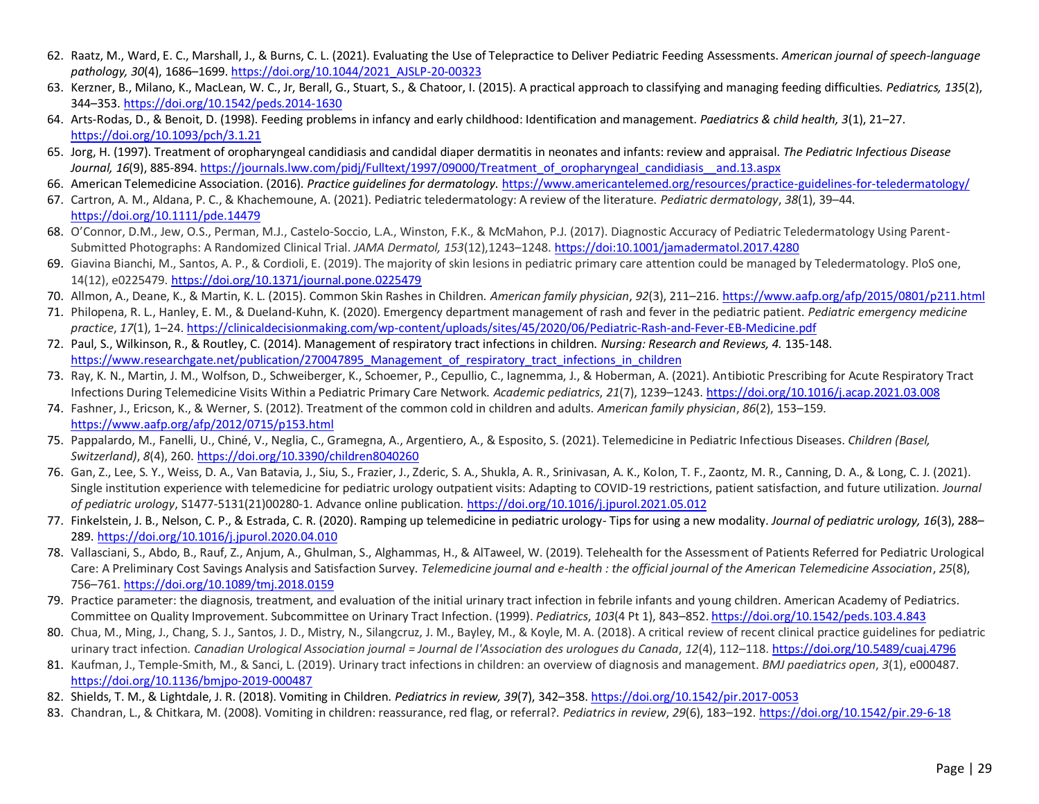62. Raatz, M., Ward, E. C., Marshall, J., & Burns, C. L. (2021). Evaluating the Use of Telepractice to Deliver Pediatric Feeding Assessments. *American journal of speech-language pathology, 30*(4), 1686–1699. https://doi.org/10.1044/2021_AJSLP-20-00323
63. Kerzner, B., Milano, K., MacLean, W. C., Jr, Berall, G., Stuart, S., & Chatoor, I. (2015). A practical approach to classifying and managing feeding difficulties. *Pediatrics, 135*(2), 344–353. https://doi.org/10.1542/peds.2014-1630
64. Arts-Rodas, D., & Benoit, D. (1998). Feeding problems in infancy and early childhood: Identification and management. *Paediatrics & child health, 3*(1), 21–27. https://doi.org/10.1093/pch/3.1.21
65. Jorg, H. (1997). Treatment of oropharyngeal candidiasis and candidal diaper dermatitis in neonates and infants: review and appraisal. *The Pediatric Infectious Disease Journal, 16*(9), 885-894. https://journals.lww.com/pidj/Fulltext/1997/09000/Treatment_of_oropharyngeal_candidiasis__and.13.aspx
66. American Telemedicine Association. (2016). *Practice guidelines for dermatology.* https://www.americantelemed.org/resources/practice-guidelines-for-teledermatology/
67. Cartron, A. M., Aldana, P. C., & Khachemoune, A. (2021). Pediatric teledermatology: A review of the literature. *Pediatric dermatology*, *38*(1), 39–44. https://doi.org/10.1111/pde.14479
68. O'Connor, D.M., Jew, O.S., Perman, M.J., Castelo-Soccio, L.A., Winston, F.K., & McMahon, P.J. (2017). Diagnostic Accuracy of Pediatric Teledermatology Using Parent-Submitted Photographs: A Randomized Clinical Trial. *JAMA Dermatol, 153*(12),1243–1248. https://doi:10.1001/jamadermatol.2017.4280
69. Giavina Bianchi, M., Santos, A. P., & Cordioli, E. (2019). The majority of skin lesions in pediatric primary care attention could be managed by Teledermatology. PloS one, 14(12), e0225479. https://doi.org/10.1371/journal.pone.0225479
70. Allmon, A., Deane, K., & Martin, K. L. (2015). Common Skin Rashes in Children. *American family physician*, *92*(3), 211–216. https://www.aafp.org/afp/2015/0801/p211.html
71. Philopena, R. L., Hanley, E. M., & Dueland-Kuhn, K. (2020). Emergency department management of rash and fever in the pediatric patient. *Pediatric emergency medicine practice*, *17*(1), 1–24. https://clinicaldecisionmaking.com/wp-content/uploads/sites/45/2020/06/Pediatric-Rash-and-Fever-EB-Medicine.pdf
72. Paul, S., Wilkinson, R., & Routley, C. (2014). Management of respiratory tract infections in children. *Nursing: Research and Reviews, 4.* 135-148. https://www.researchgate.net/publication/270047895_Management_of_respiratory_tract_infections_in_children
73. Ray, K. N., Martin, J. M., Wolfson, D., Schweiberger, K., Schoemer, P., Cepullio, C., Iagnemma, J., & Hoberman, A. (2021). Antibiotic Prescribing for Acute Respiratory Tract Infections During Telemedicine Visits Within a Pediatric Primary Care Network. *Academic pediatrics*, *21*(7), 1239–1243. https://doi.org/10.1016/j.acap.2021.03.008
74. Fashner, J., Ericson, K., & Werner, S. (2012). Treatment of the common cold in children and adults. *American family physician*, *86*(2), 153–159. https://www.aafp.org/afp/2012/0715/p153.html
75. Pappalardo, M., Fanelli, U., Chiné, V., Neglia, C., Gramegna, A., Argentiero, A., & Esposito, S. (2021). Telemedicine in Pediatric Infectious Diseases. *Children (Basel, Switzerland)*, *8*(4), 260. https://doi.org/10.3390/children8040260
76. Gan, Z., Lee, S. Y., Weiss, D. A., Van Batavia, J., Siu, S., Frazier, J., Zderic, S. A., Shukla, A. R., Srinivasan, A. K., Kolon, T. F., Zaontz, M. R., Canning, D. A., & Long, C. J. (2021). Single institution experience with telemedicine for pediatric urology outpatient visits: Adapting to COVID-19 restrictions, patient satisfaction, and future utilization. *Journal of pediatric urology*, S1477-5131(21)00280-1. Advance online publication. https://doi.org/10.1016/j.jpurol.2021.05.012
77. Finkelstein, J. B., Nelson, C. P., & Estrada, C. R. (2020). Ramping up telemedicine in pediatric urology- Tips for using a new modality. *Journal of pediatric urology, 16*(3), 288–289. https://doi.org/10.1016/j.jpurol.2020.04.010
78. Vallasciani, S., Abdo, B., Rauf, Z., Anjum, A., Ghulman, S., Alghammas, H., & AlTaweel, W. (2019). Telehealth for the Assessment of Patients Referred for Pediatric Urological Care: A Preliminary Cost Savings Analysis and Satisfaction Survey. *Telemedicine journal and e-health : the official journal of the American Telemedicine Association*, *25*(8), 756–761. https://doi.org/10.1089/tmj.2018.0159
79. Practice parameter: the diagnosis, treatment, and evaluation of the initial urinary tract infection in febrile infants and young children. American Academy of Pediatrics. Committee on Quality Improvement. Subcommittee on Urinary Tract Infection. (1999). *Pediatrics*, *103*(4 Pt 1), 843–852. https://doi.org/10.1542/peds.103.4.843
80. Chua, M., Ming, J., Chang, S. J., Santos, J. D., Mistry, N., Silangcruz, J. M., Bayley, M., & Koyle, M. A. (2018). A critical review of recent clinical practice guidelines for pediatric urinary tract infection. *Canadian Urological Association journal = Journal de l'Association des urologues du Canada*, *12*(4), 112–118. https://doi.org/10.5489/cuaj.4796
81. Kaufman, J., Temple-Smith, M., & Sanci, L. (2019). Urinary tract infections in children: an overview of diagnosis and management. *BMJ paediatrics open*, *3*(1), e000487. https://doi.org/10.1136/bmjpo-2019-000487
82. Shields, T. M., & Lightdale, J. R. (2018). Vomiting in Children. *Pediatrics in review, 39*(7), 342–358. https://doi.org/10.1542/pir.2017-0053
83. Chandran, L., & Chitkara, M. (2008). Vomiting in children: reassurance, red flag, or referral?. *Pediatrics in review*, *29*(6), 183–192. https://doi.org/10.1542/pir.29-6-18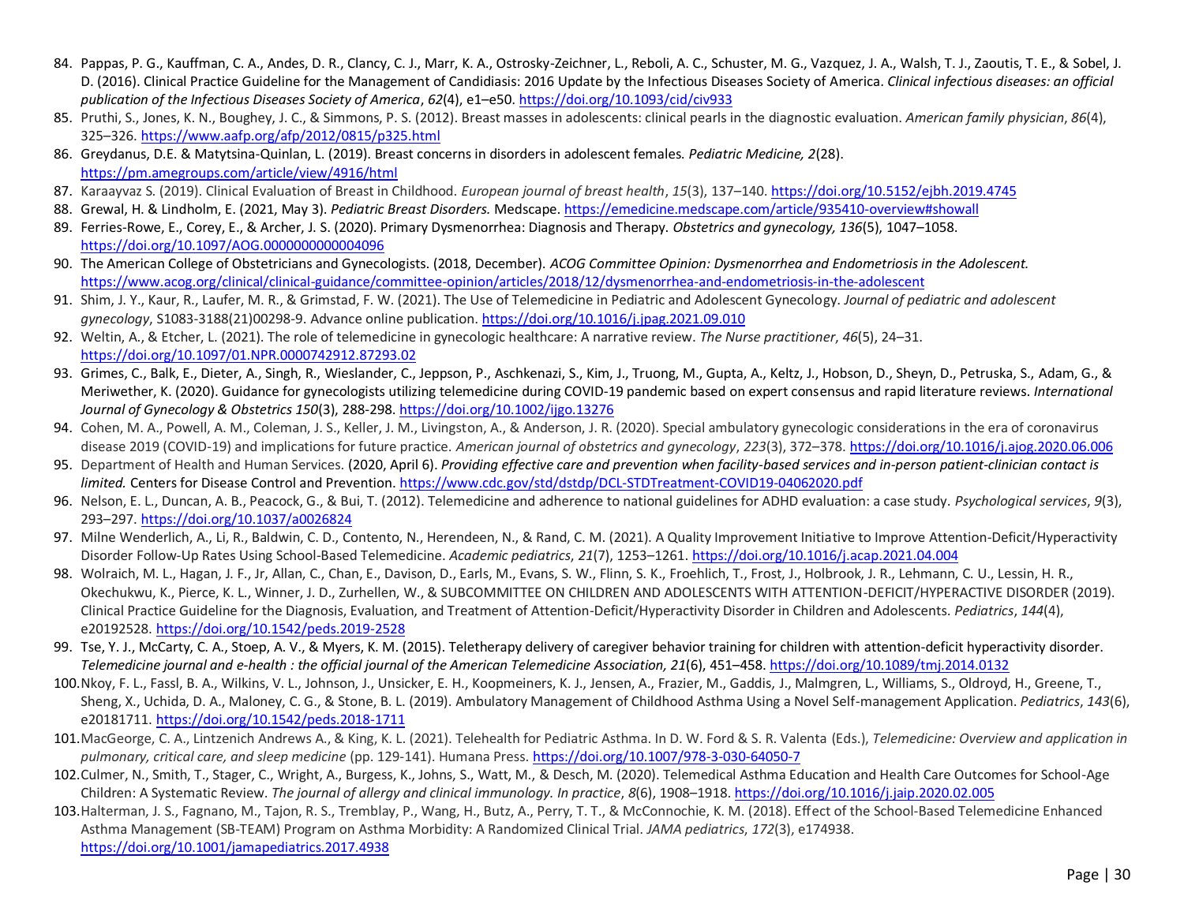84. Pappas, P. G., Kauffman, C. A., Andes, D. R., Clancy, C. J., Marr, K. A., Ostrosky-Zeichner, L., Reboli, A. C., Schuster, M. G., Vazquez, J. A., Walsh, T. J., Zaoutis, T. E., & Sobel, J. D. (2016). Clinical Practice Guideline for the Management of Candidiasis: 2016 Update by the Infectious Diseases Society of America. *Clinical infectious diseases: an official publication of the Infectious Diseases Society of America*, *62*(4), e1–e50. https://doi.org/10.1093/cid/civ933
85. Pruthi, S., Jones, K. N., Boughey, J. C., & Simmons, P. S. (2012). Breast masses in adolescents: clinical pearls in the diagnostic evaluation. *American family physician*, *86*(4), 325–326. https://www.aafp.org/afp/2012/0815/p325.html
86. Greydanus, D.E. & Matytsina-Quinlan, L. (2019). Breast concerns in disorders in adolescent females. *Pediatric Medicine, 2*(28). https://pm.amegroups.com/article/view/4916/html
87. Karaayvaz S. (2019). Clinical Evaluation of Breast in Childhood. *European journal of breast health*, *15*(3), 137–140. https://doi.org/10.5152/ejbh.2019.4745
88. Grewal, H. & Lindholm, E. (2021, May 3). *Pediatric Breast Disorders.* Medscape. https://emedicine.medscape.com/article/935410-overview#showall
89. Ferries-Rowe, E., Corey, E., & Archer, J. S. (2020). Primary Dysmenorrhea: Diagnosis and Therapy. *Obstetrics and gynecology, 136*(5), 1047–1058. https://doi.org/10.1097/AOG.0000000000004096
90. The American College of Obstetricians and Gynecologists. (2018, December). *ACOG Committee Opinion: Dysmenorrhea and Endometriosis in the Adolescent.* https://www.acog.org/clinical/clinical-guidance/committee-opinion/articles/2018/12/dysmenorrhea-and-endometriosis-in-the-adolescent
91. Shim, J. Y., Kaur, R., Laufer, M. R., & Grimstad, F. W. (2021). The Use of Telemedicine in Pediatric and Adolescent Gynecology. *Journal of pediatric and adolescent gynecology*, S1083-3188(21)00298-9. Advance online publication. https://doi.org/10.1016/j.jpag.2021.09.010
92. Weltin, A., & Etcher, L. (2021). The role of telemedicine in gynecologic healthcare: A narrative review. *The Nurse practitioner*, *46*(5), 24–31. https://doi.org/10.1097/01.NPR.0000742912.87293.02
93. Grimes, C., Balk, E., Dieter, A., Singh, R., Wieslander, C., Jeppson, P., Aschkenazi, S., Kim, J., Truong, M., Gupta, A., Keltz, J., Hobson, D., Sheyn, D., Petruska, S., Adam, G., & Meriwether, K. (2020). Guidance for gynecologists utilizing telemedicine during COVID-19 pandemic based on expert consensus and rapid literature reviews. *International Journal of Gynecology & Obstetrics 150*(3), 288-298. https://doi.org/10.1002/ijgo.13276
94. Cohen, M. A., Powell, A. M., Coleman, J. S., Keller, J. M., Livingston, A., & Anderson, J. R. (2020). Special ambulatory gynecologic considerations in the era of coronavirus disease 2019 (COVID-19) and implications for future practice. *American journal of obstetrics and gynecology*, *223*(3), 372–378. https://doi.org/10.1016/j.ajog.2020.06.006
95. Department of Health and Human Services. (2020, April 6). *Providing effective care and prevention when facility-based services and in-person patient-clinician contact is limited.* Centers for Disease Control and Prevention. https://www.cdc.gov/std/dstdp/DCL-STDTreatment-COVID19-04062020.pdf
96. Nelson, E. L., Duncan, A. B., Peacock, G., & Bui, T. (2012). Telemedicine and adherence to national guidelines for ADHD evaluation: a case study. *Psychological services*, *9*(3), 293–297. https://doi.org/10.1037/a0026824
97. Milne Wenderlich, A., Li, R., Baldwin, C. D., Contento, N., Herendeen, N., & Rand, C. M. (2021). A Quality Improvement Initiative to Improve Attention-Deficit/Hyperactivity Disorder Follow-Up Rates Using School-Based Telemedicine. *Academic pediatrics*, *21*(7), 1253–1261. https://doi.org/10.1016/j.acap.2021.04.004
98. Wolraich, M. L., Hagan, J. F., Jr, Allan, C., Chan, E., Davison, D., Earls, M., Evans, S. W., Flinn, S. K., Froehlich, T., Frost, J., Holbrook, J. R., Lehmann, C. U., Lessin, H. R., Okechukwu, K., Pierce, K. L., Winner, J. D., Zurhellen, W., & SUBCOMMITTEE ON CHILDREN AND ADOLESCENTS WITH ATTENTION-DEFICIT/HYPERACTIVE DISORDER (2019). Clinical Practice Guideline for the Diagnosis, Evaluation, and Treatment of Attention-Deficit/Hyperactivity Disorder in Children and Adolescents. *Pediatrics*, *144*(4), e20192528. https://doi.org/10.1542/peds.2019-2528
99. Tse, Y. J., McCarty, C. A., Stoep, A. V., & Myers, K. M. (2015). Teletherapy delivery of caregiver behavior training for children with attention-deficit hyperactivity disorder. *Telemedicine journal and e-health : the official journal of the American Telemedicine Association, 21*(6), 451–458. https://doi.org/10.1089/tmj.2014.0132
100. Nkoy, F. L., Fassl, B. A., Wilkins, V. L., Johnson, J., Unsicker, E. H., Koopmeiners, K. J., Jensen, A., Frazier, M., Gaddis, J., Malmgren, L., Williams, S., Oldroyd, H., Greene, T., Sheng, X., Uchida, D. A., Maloney, C. G., & Stone, B. L. (2019). Ambulatory Management of Childhood Asthma Using a Novel Self-management Application. *Pediatrics*, *143*(6), e20181711. https://doi.org/10.1542/peds.2018-1711
101. MacGeorge, C. A., Lintzenich Andrews A., & King, K. L. (2021). Telehealth for Pediatric Asthma. In D. W. Ford & S. R. Valenta (Eds.), *Telemedicine: Overview and application in pulmonary, critical care, and sleep medicine* (pp. 129-141). Humana Press. https://doi.org/10.1007/978-3-030-64050-7
102. Culmer, N., Smith, T., Stager, C., Wright, A., Burgess, K., Johns, S., Watt, M., & Desch, M. (2020). Telemedical Asthma Education and Health Care Outcomes for School-Age Children: A Systematic Review. *The journal of allergy and clinical immunology. In practice*, *8*(6), 1908–1918. https://doi.org/10.1016/j.jaip.2020.02.005
103. Halterman, J. S., Fagnano, M., Tajon, R. S., Tremblay, P., Wang, H., Butz, A., Perry, T. T., & McConnochie, K. M. (2018). Effect of the School-Based Telemedicine Enhanced Asthma Management (SB-TEAM) Program on Asthma Morbidity: A Randomized Clinical Trial. *JAMA pediatrics*, *172*(3), e174938. https://doi.org/10.1001/jamapediatrics.2017.4938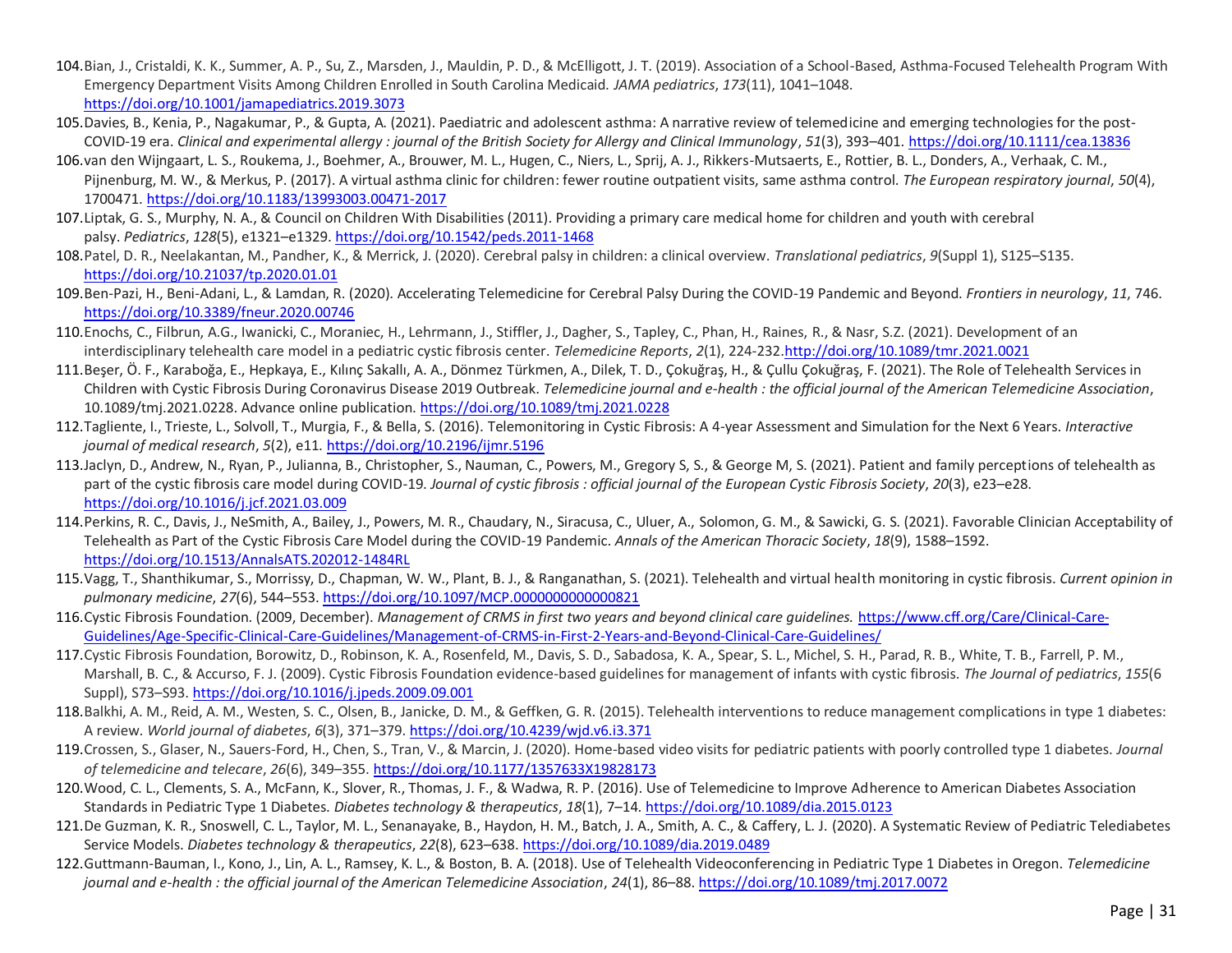104. Bian, J., Cristaldi, K. K., Summer, A. P., Su, Z., Marsden, J., Mauldin, P. D., & McElligott, J. T. (2019). Association of a School-Based, Asthma-Focused Telehealth Program With Emergency Department Visits Among Children Enrolled in South Carolina Medicaid. *JAMA pediatrics*, *173*(11), 1041–1048. https://doi.org/10.1001/jamapediatrics.2019.3073
105. Davies, B., Kenia, P., Nagakumar, P., & Gupta, A. (2021). Paediatric and adolescent asthma: A narrative review of telemedicine and emerging technologies for the post-COVID-19 era. *Clinical and experimental allergy : journal of the British Society for Allergy and Clinical Immunology*, *51*(3), 393–401. https://doi.org/10.1111/cea.13836
106. van den Wijngaart, L. S., Roukema, J., Boehmer, A., Brouwer, M. L., Hugen, C., Niers, L., Sprij, A. J., Rikkers-Mutsaerts, E., Rottier, B. L., Donders, A., Verhaak, C. M., Pijnenburg, M. W., & Merkus, P. (2017). A virtual asthma clinic for children: fewer routine outpatient visits, same asthma control. *The European respiratory journal*, *50*(4), 1700471. https://doi.org/10.1183/13993003.00471-2017
107. Liptak, G. S., Murphy, N. A., & Council on Children With Disabilities (2011). Providing a primary care medical home for children and youth with cerebral palsy. *Pediatrics*, *128*(5), e1321–e1329. https://doi.org/10.1542/peds.2011-1468
108. Patel, D. R., Neelakantan, M., Pandher, K., & Merrick, J. (2020). Cerebral palsy in children: a clinical overview. *Translational pediatrics*, *9*(Suppl 1), S125–S135. https://doi.org/10.21037/tp.2020.01.01
109. Ben-Pazi, H., Beni-Adani, L., & Lamdan, R. (2020). Accelerating Telemedicine for Cerebral Palsy During the COVID-19 Pandemic and Beyond. *Frontiers in neurology*, *11*, 746. https://doi.org/10.3389/fneur.2020.00746
110. Enochs, C., Filbrun, A.G., Iwanicki, C., Moraniec, H., Lehrmann, J., Stiffler, J., Dagher, S., Tapley, C., Phan, H., Raines, R., & Nasr, S.Z. (2021). Development of an interdisciplinary telehealth care model in a pediatric cystic fibrosis center. *Telemedicine Reports*, *2*(1), 224-232.http://doi.org/10.1089/tmr.2021.0021
111. Beşer, Ö. F., Karaboğa, E., Hepkaya, E., Kılınç Sakallı, A. A., Dönmez Türkmen, A., Dilek, T. D., Çokuğraş, H., & Çullu Çokuğraş, F. (2021). The Role of Telehealth Services in Children with Cystic Fibrosis During Coronavirus Disease 2019 Outbreak. *Telemedicine journal and e-health : the official journal of the American Telemedicine Association*, 10.1089/tmj.2021.0228. Advance online publication. https://doi.org/10.1089/tmj.2021.0228
112. Tagliente, I., Trieste, L., Solvoll, T., Murgia, F., & Bella, S. (2016). Telemonitoring in Cystic Fibrosis: A 4-year Assessment and Simulation for the Next 6 Years. *Interactive journal of medical research*, *5*(2), e11. https://doi.org/10.2196/ijmr.5196
113. Jaclyn, D., Andrew, N., Ryan, P., Julianna, B., Christopher, S., Nauman, C., Powers, M., Gregory S, S., & George M, S. (2021). Patient and family perceptions of telehealth as part of the cystic fibrosis care model during COVID-19. *Journal of cystic fibrosis : official journal of the European Cystic Fibrosis Society*, *20*(3), e23–e28. https://doi.org/10.1016/j.jcf.2021.03.009
114. Perkins, R. C., Davis, J., NeSmith, A., Bailey, J., Powers, M. R., Chaudary, N., Siracusa, C., Uluer, A., Solomon, G. M., & Sawicki, G. S. (2021). Favorable Clinician Acceptability of Telehealth as Part of the Cystic Fibrosis Care Model during the COVID-19 Pandemic. *Annals of the American Thoracic Society*, *18*(9), 1588–1592. https://doi.org/10.1513/AnnalsATS.202012-1484RL
115. Vagg, T., Shanthikumar, S., Morrissy, D., Chapman, W. W., Plant, B. J., & Ranganathan, S. (2021). Telehealth and virtual health monitoring in cystic fibrosis. *Current opinion in pulmonary medicine*, *27*(6), 544–553. https://doi.org/10.1097/MCP.0000000000000821
116. Cystic Fibrosis Foundation. (2009, December). *Management of CRMS in first two years and beyond clinical care guidelines.* https://www.cff.org/Care/Clinical-Care-Guidelines/Age-Specific-Clinical-Care-Guidelines/Management-of-CRMS-in-First-2-Years-and-Beyond-Clinical-Care-Guidelines/
117. Cystic Fibrosis Foundation, Borowitz, D., Robinson, K. A., Rosenfeld, M., Davis, S. D., Sabadosa, K. A., Spear, S. L., Michel, S. H., Parad, R. B., White, T. B., Farrell, P. M., Marshall, B. C., & Accurso, F. J. (2009). Cystic Fibrosis Foundation evidence-based guidelines for management of infants with cystic fibrosis. *The Journal of pediatrics*, *155*(6 Suppl), S73–S93. https://doi.org/10.1016/j.jpeds.2009.09.001
118. Balkhi, A. M., Reid, A. M., Westen, S. C., Olsen, B., Janicke, D. M., & Geffken, G. R. (2015). Telehealth interventions to reduce management complications in type 1 diabetes: A review. *World journal of diabetes*, *6*(3), 371–379. https://doi.org/10.4239/wjd.v6.i3.371
119. Crossen, S., Glaser, N., Sauers-Ford, H., Chen, S., Tran, V., & Marcin, J. (2020). Home-based video visits for pediatric patients with poorly controlled type 1 diabetes. *Journal of telemedicine and telecare*, *26*(6), 349–355. https://doi.org/10.1177/1357633X19828173
120. Wood, C. L., Clements, S. A., McFann, K., Slover, R., Thomas, J. F., & Wadwa, R. P. (2016). Use of Telemedicine to Improve Adherence to American Diabetes Association Standards in Pediatric Type 1 Diabetes. *Diabetes technology & therapeutics*, *18*(1), 7–14. https://doi.org/10.1089/dia.2015.0123
121. De Guzman, K. R., Snoswell, C. L., Taylor, M. L., Senanayake, B., Haydon, H. M., Batch, J. A., Smith, A. C., & Caffery, L. J. (2020). A Systematic Review of Pediatric Telediabetes Service Models. *Diabetes technology & therapeutics*, *22*(8), 623–638. https://doi.org/10.1089/dia.2019.0489
122. Guttmann-Bauman, I., Kono, J., Lin, A. L., Ramsey, K. L., & Boston, B. A. (2018). Use of Telehealth Videoconferencing in Pediatric Type 1 Diabetes in Oregon. *Telemedicine journal and e-health : the official journal of the American Telemedicine Association*, *24*(1), 86–88. https://doi.org/10.1089/tmj.2017.0072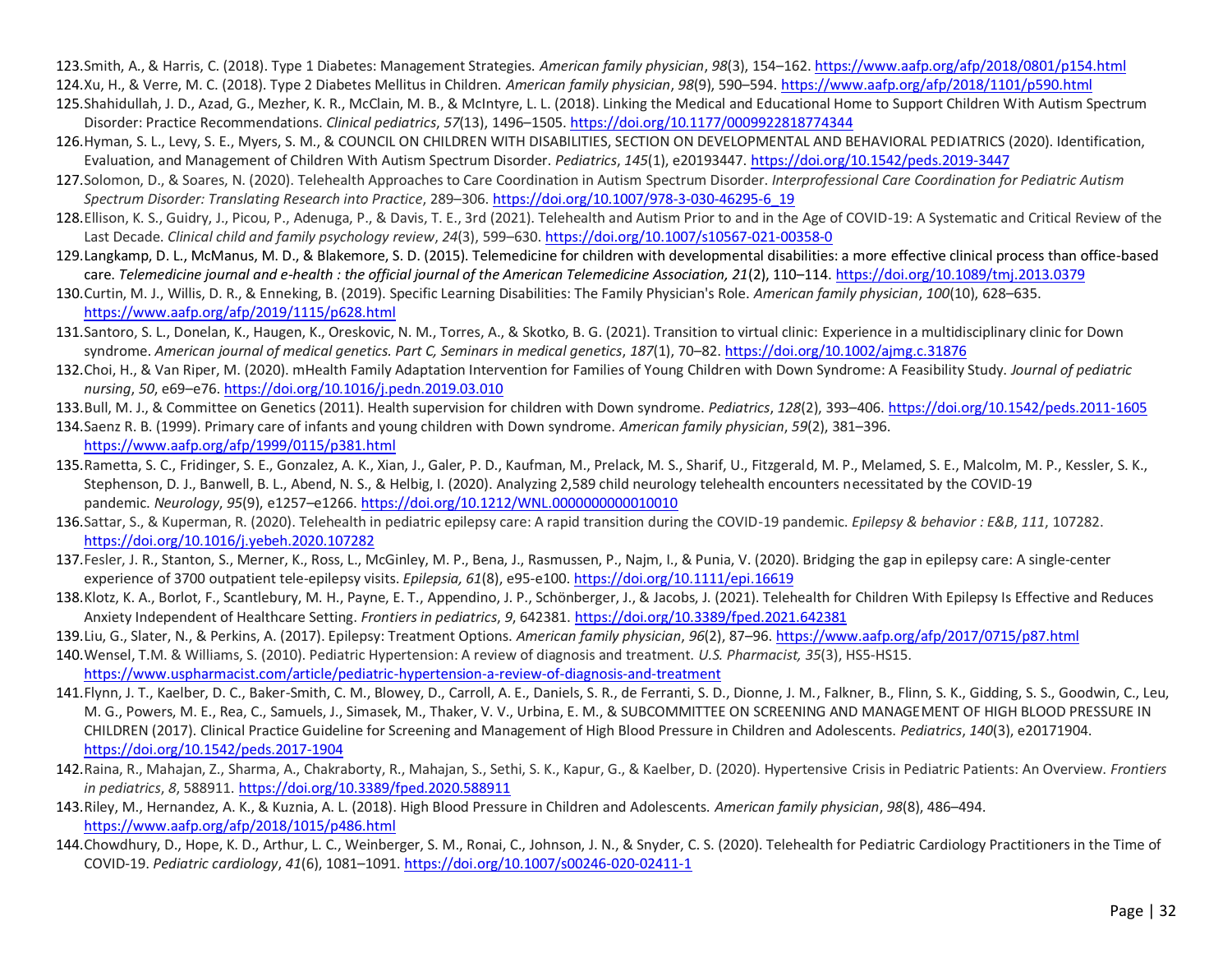123. Smith, A., & Harris, C. (2018). Type 1 Diabetes: Management Strategies. *American family physician*, *98*(3), 154–162. https://www.aafp.org/afp/2018/0801/p154.html
124. Xu, H., & Verre, M. C. (2018). Type 2 Diabetes Mellitus in Children. *American family physician*, *98*(9), 590–594. https://www.aafp.org/afp/2018/1101/p590.html
125. Shahidullah, J. D., Azad, G., Mezher, K. R., McClain, M. B., & McIntyre, L. L. (2018). Linking the Medical and Educational Home to Support Children With Autism Spectrum Disorder: Practice Recommendations. *Clinical pediatrics*, *57*(13), 1496–1505. https://doi.org/10.1177/0009922818774344
126. Hyman, S. L., Levy, S. E., Myers, S. M., & COUNCIL ON CHILDREN WITH DISABILITIES, SECTION ON DEVELOPMENTAL AND BEHAVIORAL PEDIATRICS (2020). Identification, Evaluation, and Management of Children With Autism Spectrum Disorder. *Pediatrics*, *145*(1), e20193447. https://doi.org/10.1542/peds.2019-3447
127. Solomon, D., & Soares, N. (2020). Telehealth Approaches to Care Coordination in Autism Spectrum Disorder. *Interprofessional Care Coordination for Pediatric Autism Spectrum Disorder: Translating Research into Practice*, 289–306. https://doi.org/10.1007/978-3-030-46295-6_19
128. Ellison, K. S., Guidry, J., Picou, P., Adenuga, P., & Davis, T. E., 3rd (2021). Telehealth and Autism Prior to and in the Age of COVID-19: A Systematic and Critical Review of the Last Decade. *Clinical child and family psychology review*, *24*(3), 599–630. https://doi.org/10.1007/s10567-021-00358-0
129. Langkamp, D. L., McManus, M. D., & Blakemore, S. D. (2015). Telemedicine for children with developmental disabilities: a more effective clinical process than office-based care. *Telemedicine journal and e-health : the official journal of the American Telemedicine Association, 21*(2), 110–114. https://doi.org/10.1089/tmj.2013.0379
130. Curtin, M. J., Willis, D. R., & Enneking, B. (2019). Specific Learning Disabilities: The Family Physician's Role. *American family physician*, *100*(10), 628–635. https://www.aafp.org/afp/2019/1115/p628.html
131. Santoro, S. L., Donelan, K., Haugen, K., Oreskovic, N. M., Torres, A., & Skotko, B. G. (2021). Transition to virtual clinic: Experience in a multidisciplinary clinic for Down syndrome. *American journal of medical genetics. Part C, Seminars in medical genetics*, *187*(1), 70–82. https://doi.org/10.1002/ajmg.c.31876
132. Choi, H., & Van Riper, M. (2020). mHealth Family Adaptation Intervention for Families of Young Children with Down Syndrome: A Feasibility Study. *Journal of pediatric nursing*, *50*, e69–e76. https://doi.org/10.1016/j.pedn.2019.03.010
133. Bull, M. J., & Committee on Genetics (2011). Health supervision for children with Down syndrome. *Pediatrics*, *128*(2), 393–406. https://doi.org/10.1542/peds.2011-1605
134. Saenz R. B. (1999). Primary care of infants and young children with Down syndrome. *American family physician*, *59*(2), 381–396. https://www.aafp.org/afp/1999/0115/p381.html
135. Rametta, S. C., Fridinger, S. E., Gonzalez, A. K., Xian, J., Galer, P. D., Kaufman, M., Prelack, M. S., Sharif, U., Fitzgerald, M. P., Melamed, S. E., Malcolm, M. P., Kessler, S. K., Stephenson, D. J., Banwell, B. L., Abend, N. S., & Helbig, I. (2020). Analyzing 2,589 child neurology telehealth encounters necessitated by the COVID-19 pandemic. *Neurology*, *95*(9), e1257–e1266. https://doi.org/10.1212/WNL.0000000000010010
136. Sattar, S., & Kuperman, R. (2020). Telehealth in pediatric epilepsy care: A rapid transition during the COVID-19 pandemic. *Epilepsy & behavior : E&B*, *111*, 107282. https://doi.org/10.1016/j.yebeh.2020.107282
137. Fesler, J. R., Stanton, S., Merner, K., Ross, L., McGinley, M. P., Bena, J., Rasmussen, P., Najm, I., & Punia, V. (2020). Bridging the gap in epilepsy care: A single-center experience of 3700 outpatient tele-epilepsy visits. *Epilepsia, 61*(8), e95-e100. https://doi.org/10.1111/epi.16619
138. Klotz, K. A., Borlot, F., Scantlebury, M. H., Payne, E. T., Appendino, J. P., Schönberger, J., & Jacobs, J. (2021). Telehealth for Children With Epilepsy Is Effective and Reduces Anxiety Independent of Healthcare Setting. *Frontiers in pediatrics*, *9*, 642381. https://doi.org/10.3389/fped.2021.642381
139. Liu, G., Slater, N., & Perkins, A. (2017). Epilepsy: Treatment Options. *American family physician*, *96*(2), 87–96. https://www.aafp.org/afp/2017/0715/p87.html
140. Wensel, T.M. & Williams, S. (2010). Pediatric Hypertension: A review of diagnosis and treatment. *U.S. Pharmacist, 35*(3), HS5-HS15. https://www.uspharmacist.com/article/pediatric-hypertension-a-review-of-diagnosis-and-treatment
141. Flynn, J. T., Kaelber, D. C., Baker-Smith, C. M., Blowey, D., Carroll, A. E., Daniels, S. R., de Ferranti, S. D., Dionne, J. M., Falkner, B., Flinn, S. K., Gidding, S. S., Goodwin, C., Leu, M. G., Powers, M. E., Rea, C., Samuels, J., Simasek, M., Thaker, V. V., Urbina, E. M., & SUBCOMMITTEE ON SCREENING AND MANAGEMENT OF HIGH BLOOD PRESSURE IN CHILDREN (2017). Clinical Practice Guideline for Screening and Management of High Blood Pressure in Children and Adolescents. *Pediatrics*, *140*(3), e20171904. https://doi.org/10.1542/peds.2017-1904
142. Raina, R., Mahajan, Z., Sharma, A., Chakraborty, R., Mahajan, S., Sethi, S. K., Kapur, G., & Kaelber, D. (2020). Hypertensive Crisis in Pediatric Patients: An Overview. *Frontiers in pediatrics*, *8*, 588911. https://doi.org/10.3389/fped.2020.588911
143. Riley, M., Hernandez, A. K., & Kuznia, A. L. (2018). High Blood Pressure in Children and Adolescents. *American family physician*, *98*(8), 486–494. https://www.aafp.org/afp/2018/1015/p486.html
144. Chowdhury, D., Hope, K. D., Arthur, L. C., Weinberger, S. M., Ronai, C., Johnson, J. N., & Snyder, C. S. (2020). Telehealth for Pediatric Cardiology Practitioners in the Time of COVID-19. *Pediatric cardiology*, *41*(6), 1081–1091. https://doi.org/10.1007/s00246-020-02411-1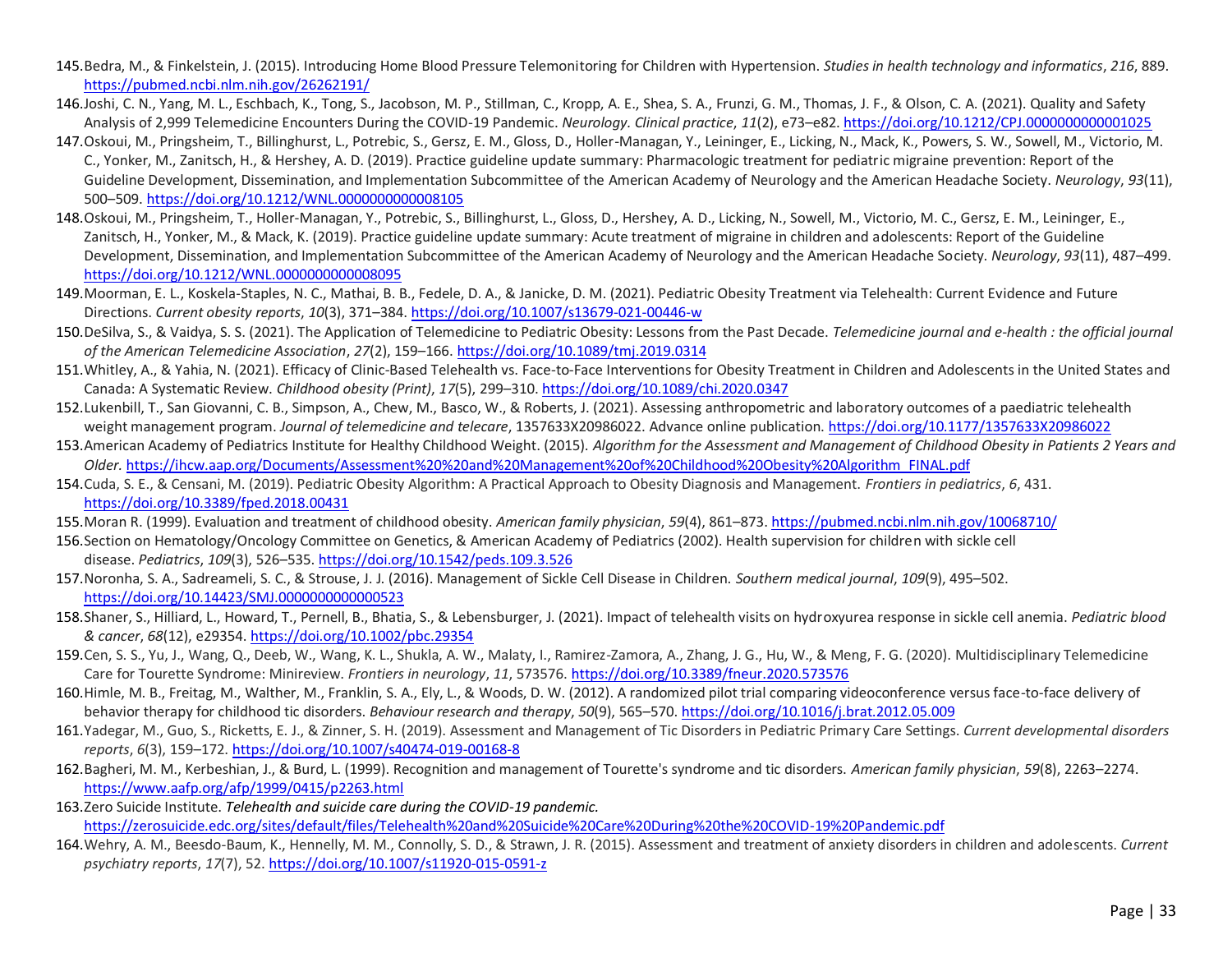145. Bedra, M., & Finkelstein, J. (2015). Introducing Home Blood Pressure Telemonitoring for Children with Hypertension. *Studies in health technology and informatics*, *216*, 889. https://pubmed.ncbi.nlm.nih.gov/26262191/
146. Joshi, C. N., Yang, M. L., Eschbach, K., Tong, S., Jacobson, M. P., Stillman, C., Kropp, A. E., Shea, S. A., Frunzi, G. M., Thomas, J. F., & Olson, C. A. (2021). Quality and Safety Analysis of 2,999 Telemedicine Encounters During the COVID-19 Pandemic. *Neurology. Clinical practice*, *11*(2), e73–e82. https://doi.org/10.1212/CPJ.0000000000001025
147. Oskoui, M., Pringsheim, T., Billinghurst, L., Potrebic, S., Gersz, E. M., Gloss, D., Holler-Managan, Y., Leininger, E., Licking, N., Mack, K., Powers, S. W., Sowell, M., Victorio, M. C., Yonker, M., Zanitsch, H., & Hershey, A. D. (2019). Practice guideline update summary: Pharmacologic treatment for pediatric migraine prevention: Report of the Guideline Development, Dissemination, and Implementation Subcommittee of the American Academy of Neurology and the American Headache Society. *Neurology*, *93*(11), 500–509. https://doi.org/10.1212/WNL.0000000000008105
148. Oskoui, M., Pringsheim, T., Holler-Managan, Y., Potrebic, S., Billinghurst, L., Gloss, D., Hershey, A. D., Licking, N., Sowell, M., Victorio, M. C., Gersz, E. M., Leininger, E., Zanitsch, H., Yonker, M., & Mack, K. (2019). Practice guideline update summary: Acute treatment of migraine in children and adolescents: Report of the Guideline Development, Dissemination, and Implementation Subcommittee of the American Academy of Neurology and the American Headache Society. *Neurology*, *93*(11), 487–499. https://doi.org/10.1212/WNL.0000000000008095
149. Moorman, E. L., Koskela-Staples, N. C., Mathai, B. B., Fedele, D. A., & Janicke, D. M. (2021). Pediatric Obesity Treatment via Telehealth: Current Evidence and Future Directions. *Current obesity reports*, *10*(3), 371–384. https://doi.org/10.1007/s13679-021-00446-w
150. DeSilva, S., & Vaidya, S. S. (2021). The Application of Telemedicine to Pediatric Obesity: Lessons from the Past Decade. *Telemedicine journal and e-health : the official journal of the American Telemedicine Association*, *27*(2), 159–166. https://doi.org/10.1089/tmj.2019.0314
151. Whitley, A., & Yahia, N. (2021). Efficacy of Clinic-Based Telehealth vs. Face-to-Face Interventions for Obesity Treatment in Children and Adolescents in the United States and Canada: A Systematic Review. *Childhood obesity (Print)*, *17*(5), 299–310. https://doi.org/10.1089/chi.2020.0347
152. Lukenbill, T., San Giovanni, C. B., Simpson, A., Chew, M., Basco, W., & Roberts, J. (2021). Assessing anthropometric and laboratory outcomes of a paediatric telehealth weight management program. *Journal of telemedicine and telecare*, 1357633X20986022. Advance online publication. https://doi.org/10.1177/1357633X20986022
153. American Academy of Pediatrics Institute for Healthy Childhood Weight. (2015). *Algorithm for the Assessment and Management of Childhood Obesity in Patients 2 Years and Older.* https://ihcw.aap.org/Documents/Assessment%20%20and%20Management%20of%20Childhood%20Obesity%20Algorithm_FINAL.pdf
154. Cuda, S. E., & Censani, M. (2019). Pediatric Obesity Algorithm: A Practical Approach to Obesity Diagnosis and Management. *Frontiers in pediatrics*, *6*, 431. https://doi.org/10.3389/fped.2018.00431
155. Moran R. (1999). Evaluation and treatment of childhood obesity. *American family physician*, *59*(4), 861–873. https://pubmed.ncbi.nlm.nih.gov/10068710/
156. Section on Hematology/Oncology Committee on Genetics, & American Academy of Pediatrics (2002). Health supervision for children with sickle cell disease. *Pediatrics*, *109*(3), 526–535. https://doi.org/10.1542/peds.109.3.526
157. Noronha, S. A., Sadreameli, S. C., & Strouse, J. J. (2016). Management of Sickle Cell Disease in Children. *Southern medical journal*, *109*(9), 495–502. https://doi.org/10.14423/SMJ.0000000000000523
158. Shaner, S., Hilliard, L., Howard, T., Pernell, B., Bhatia, S., & Lebensburger, J. (2021). Impact of telehealth visits on hydroxyurea response in sickle cell anemia. *Pediatric blood & cancer*, *68*(12), e29354. https://doi.org/10.1002/pbc.29354
159. Cen, S. S., Yu, J., Wang, Q., Deeb, W., Wang, K. L., Shukla, A. W., Malaty, I., Ramirez-Zamora, A., Zhang, J. G., Hu, W., & Meng, F. G. (2020). Multidisciplinary Telemedicine Care for Tourette Syndrome: Minireview. *Frontiers in neurology*, *11*, 573576. https://doi.org/10.3389/fneur.2020.573576
160. Himle, M. B., Freitag, M., Walther, M., Franklin, S. A., Ely, L., & Woods, D. W. (2012). A randomized pilot trial comparing videoconference versus face-to-face delivery of behavior therapy for childhood tic disorders. *Behaviour research and therapy*, *50*(9), 565–570. https://doi.org/10.1016/j.brat.2012.05.009
161. Yadegar, M., Guo, S., Ricketts, E. J., & Zinner, S. H. (2019). Assessment and Management of Tic Disorders in Pediatric Primary Care Settings. *Current developmental disorders reports*, *6*(3), 159–172. https://doi.org/10.1007/s40474-019-00168-8
162. Bagheri, M. M., Kerbeshian, J., & Burd, L. (1999). Recognition and management of Tourette's syndrome and tic disorders. *American family physician*, *59*(8), 2263–2274. https://www.aafp.org/afp/1999/0415/p2263.html
163. Zero Suicide Institute. ***Telehealth and suicide care during the COVID-19 pandemic.*** https://zerosuicide.edc.org/sites/default/files/Telehealth%20and%20Suicide%20Care%20During%20the%20COVID-19%20Pandemic.pdf
164. Wehry, A. M., Beesdo-Baum, K., Hennelly, M. M., Connolly, S. D., & Strawn, J. R. (2015). Assessment and treatment of anxiety disorders in children and adolescents. *Current psychiatry reports*, *17*(7), 52. https://doi.org/10.1007/s11920-015-0591-z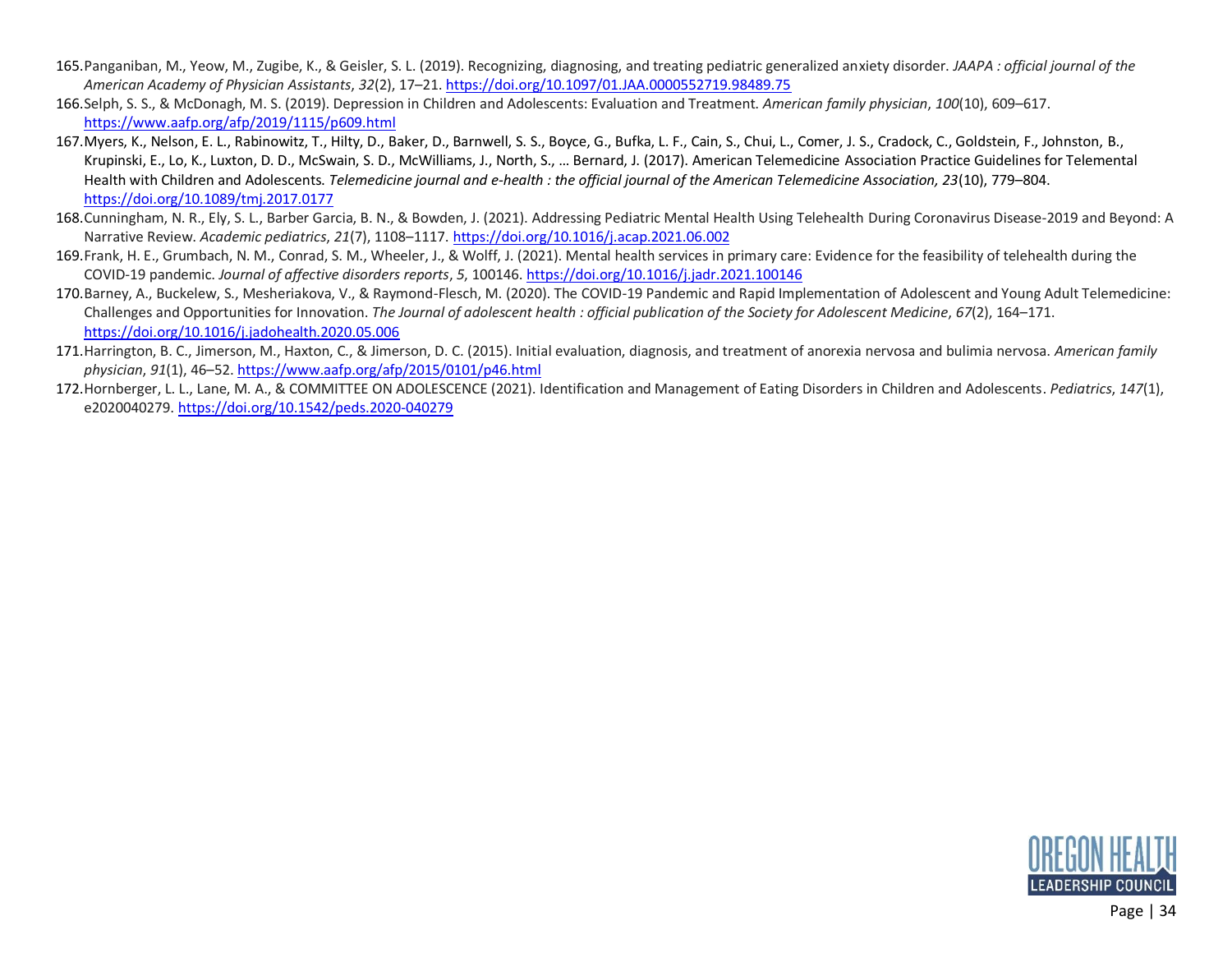165. Panganiban, M., Yeow, M., Zugibe, K., & Geisler, S. L. (2019). Recognizing, diagnosing, and treating pediatric generalized anxiety disorder. *JAAPA : official journal of the American Academy of Physician Assistants*, *32*(2), 17–21. https://doi.org/10.1097/01.JAA.0000552719.98489.75
166. Selph, S. S., & McDonagh, M. S. (2019). Depression in Children and Adolescents: Evaluation and Treatment. *American family physician*, *100*(10), 609–617. https://www.aafp.org/afp/2019/1115/p609.html
167. Myers, K., Nelson, E. L., Rabinowitz, T., Hilty, D., Baker, D., Barnwell, S. S., Boyce, G., Bufka, L. F., Cain, S., Chui, L., Comer, J. S., Cradock, C., Goldstein, F., Johnston, B., Krupinski, E., Lo, K., Luxton, D. D., McSwain, S. D., McWilliams, J., North, S., … Bernard, J. (2017). American Telemedicine Association Practice Guidelines for Telemental Health with Children and Adolescents. *Telemedicine journal and e-health : the official journal of the American Telemedicine Association, 23*(10), 779–804. https://doi.org/10.1089/tmj.2017.0177
168. Cunningham, N. R., Ely, S. L., Barber Garcia, B. N., & Bowden, J. (2021). Addressing Pediatric Mental Health Using Telehealth During Coronavirus Disease-2019 and Beyond: A Narrative Review. *Academic pediatrics*, *21*(7), 1108–1117. https://doi.org/10.1016/j.acap.2021.06.002
169. Frank, H. E., Grumbach, N. M., Conrad, S. M., Wheeler, J., & Wolff, J. (2021). Mental health services in primary care: Evidence for the feasibility of telehealth during the COVID-19 pandemic. *Journal of affective disorders reports*, *5*, 100146. https://doi.org/10.1016/j.jadr.2021.100146
170. Barney, A., Buckelew, S., Mesheriakova, V., & Raymond-Flesch, M. (2020). The COVID-19 Pandemic and Rapid Implementation of Adolescent and Young Adult Telemedicine: Challenges and Opportunities for Innovation. *The Journal of adolescent health : official publication of the Society for Adolescent Medicine*, *67*(2), 164–171. https://doi.org/10.1016/j.jadohealth.2020.05.006
171. Harrington, B. C., Jimerson, M., Haxton, C., & Jimerson, D. C. (2015). Initial evaluation, diagnosis, and treatment of anorexia nervosa and bulimia nervosa. *American family physician*, *91*(1), 46–52. https://www.aafp.org/afp/2015/0101/p46.html
172. Hornberger, L. L., Lane, M. A., & COMMITTEE ON ADOLESCENCE (2021). Identification and Management of Eating Disorders in Children and Adolescents. *Pediatrics*, *147*(1), e2020040279. https://doi.org/10.1542/peds.2020-040279